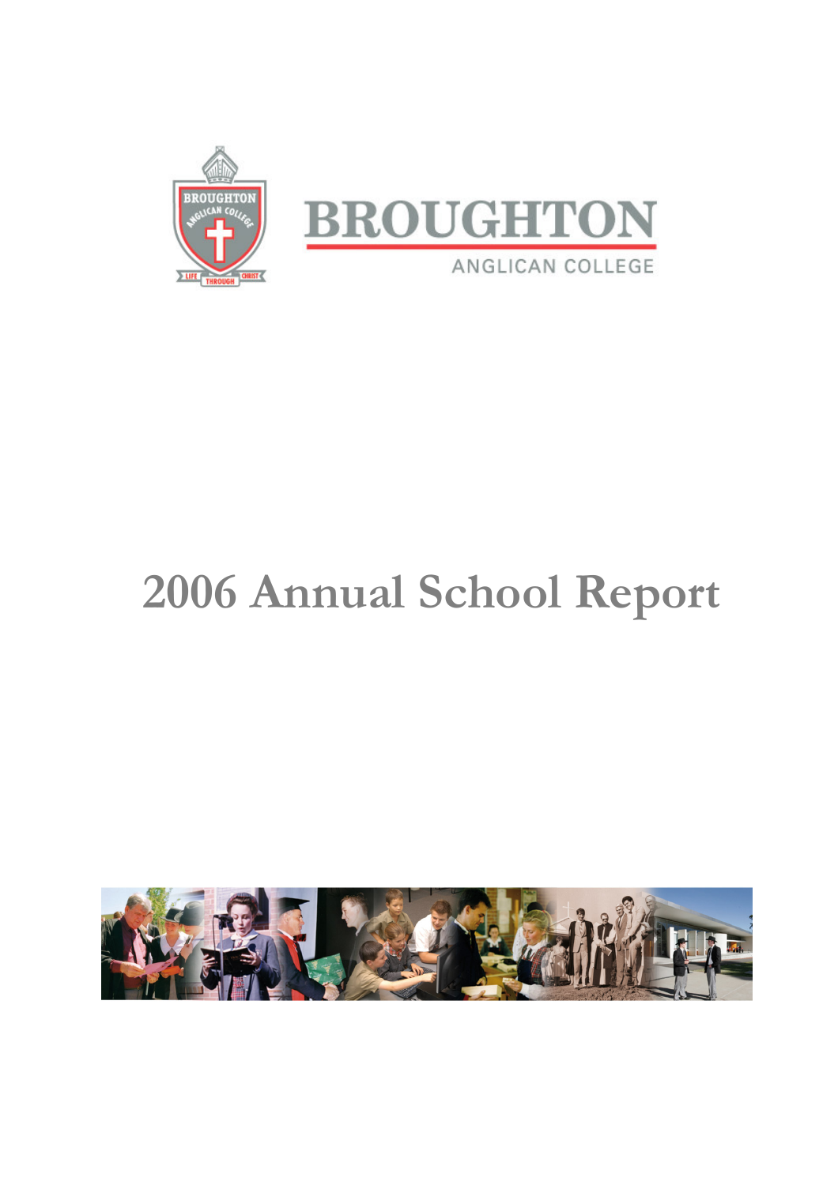BROUGHTON

ANGLICAN COLLEGE

# 2006 Annual School Report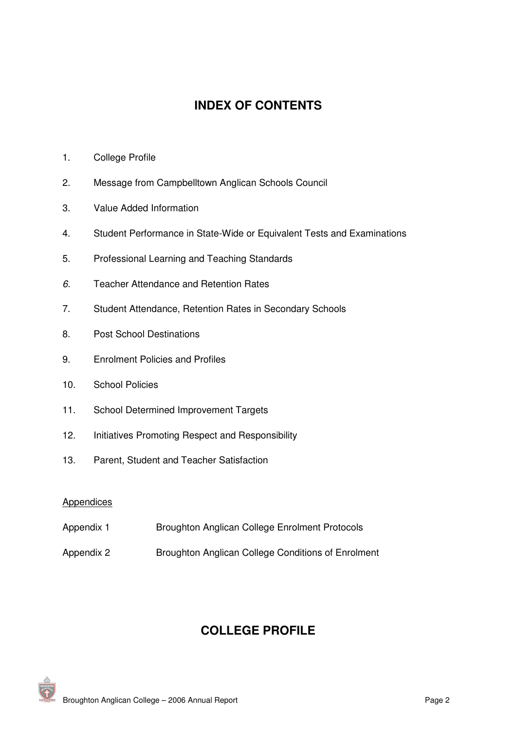# INDEX OF CONTENTS

1. College Profile
2. Message from Campbelltown Anglican Schools Council
3. Value Added Information
4. Student Performance in State-Wide or Equivalent Tests and Examinations
5. Professional Learning and Teaching Standards
6. Teacher Attendance and Retention Rates
7. Student Attendance, Retention Rates in Secondary Schools
8. Post School Destinations
9. Enrolment Policies and Profiles
10. School Policies
11. School Determined Improvement Targets
12. Initiatives Promoting Respect and Responsibility
13. Parent, Student and Teacher Satisfaction

<u>Appendices</u>

| | |
|---|---|
| Appendix 1 | Broughton Anglican College Enrolment Protocols |
| Appendix 2 | Broughton Anglican College Conditions of Enrolment |

# COLLEGE PROFILE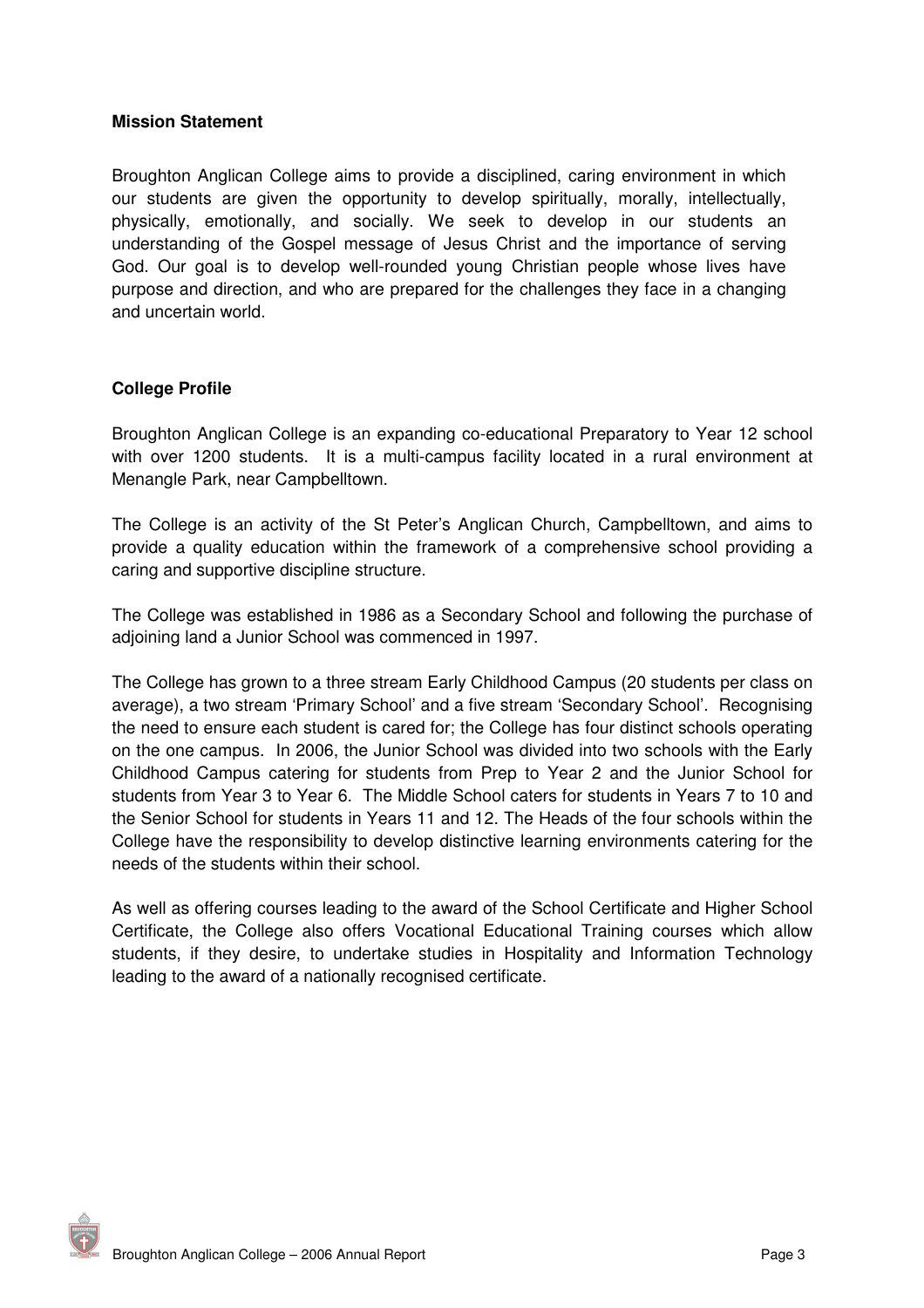**Mission Statement**

Broughton Anglican College aims to provide a disciplined, caring environment in which our students are given the opportunity to develop spiritually, morally, intellectually, physically, emotionally, and socially. We seek to develop in our students an understanding of the Gospel message of Jesus Christ and the importance of serving God. Our goal is to develop well-rounded young Christian people whose lives have purpose and direction, and who are prepared for the challenges they face in a changing and uncertain world.

**College Profile**

Broughton Anglican College is an expanding co-educational Preparatory to Year 12 school with over 1200 students. It is a multi-campus facility located in a rural environment at Menangle Park, near Campbelltown.

The College is an activity of the St Peter's Anglican Church, Campbelltown, and aims to provide a quality education within the framework of a comprehensive school providing a caring and supportive discipline structure.

The College was established in 1986 as a Secondary School and following the purchase of adjoining land a Junior School was commenced in 1997.

The College has grown to a three stream Early Childhood Campus (20 students per class on average), a two stream 'Primary School' and a five stream 'Secondary School'. Recognising the need to ensure each student is cared for; the College has four distinct schools operating on the one campus. In 2006, the Junior School was divided into two schools with the Early Childhood Campus catering for students from Prep to Year 2 and the Junior School for students from Year 3 to Year 6. The Middle School caters for students in Years 7 to 10 and the Senior School for students in Years 11 and 12. The Heads of the four schools within the College have the responsibility to develop distinctive learning environments catering for the needs of the students within their school.

As well as offering courses leading to the award of the School Certificate and Higher School Certificate, the College also offers Vocational Educational Training courses which allow students, if they desire, to undertake studies in Hospitality and Information Technology leading to the award of a nationally recognised certificate.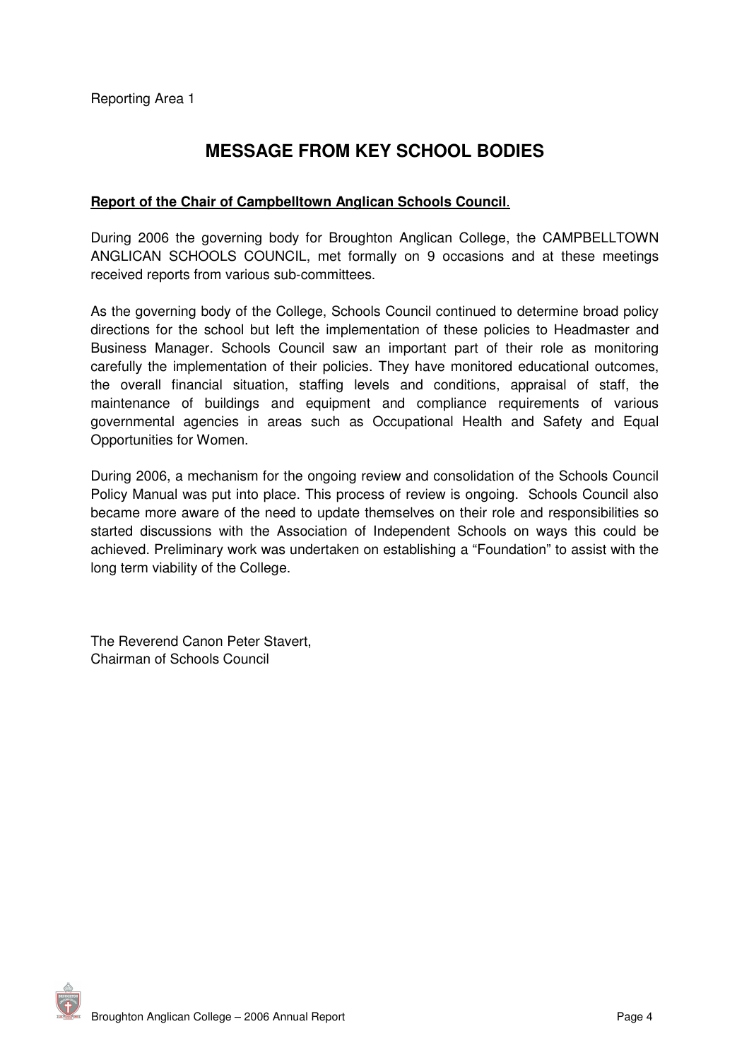Reporting Area 1

# MESSAGE FROM KEY SCHOOL BODIES

**Report of the Chair of Campbelltown Anglican Schools Council**.

During 2006 the governing body for Broughton Anglican College, the CAMPBELLTOWN ANGLICAN SCHOOLS COUNCIL, met formally on 9 occasions and at these meetings received reports from various sub-committees.

As the governing body of the College, Schools Council continued to determine broad policy directions for the school but left the implementation of these policies to Headmaster and Business Manager. Schools Council saw an important part of their role as monitoring carefully the implementation of their policies. They have monitored educational outcomes, the overall financial situation, staffing levels and conditions, appraisal of staff, the maintenance of buildings and equipment and compliance requirements of various governmental agencies in areas such as Occupational Health and Safety and Equal Opportunities for Women.

During 2006, a mechanism for the ongoing review and consolidation of the Schools Council Policy Manual was put into place. This process of review is ongoing. Schools Council also became more aware of the need to update themselves on their role and responsibilities so started discussions with the Association of Independent Schools on ways this could be achieved. Preliminary work was undertaken on establishing a "Foundation" to assist with the long term viability of the College.

The Reverend Canon Peter Stavert,
Chairman of Schools Council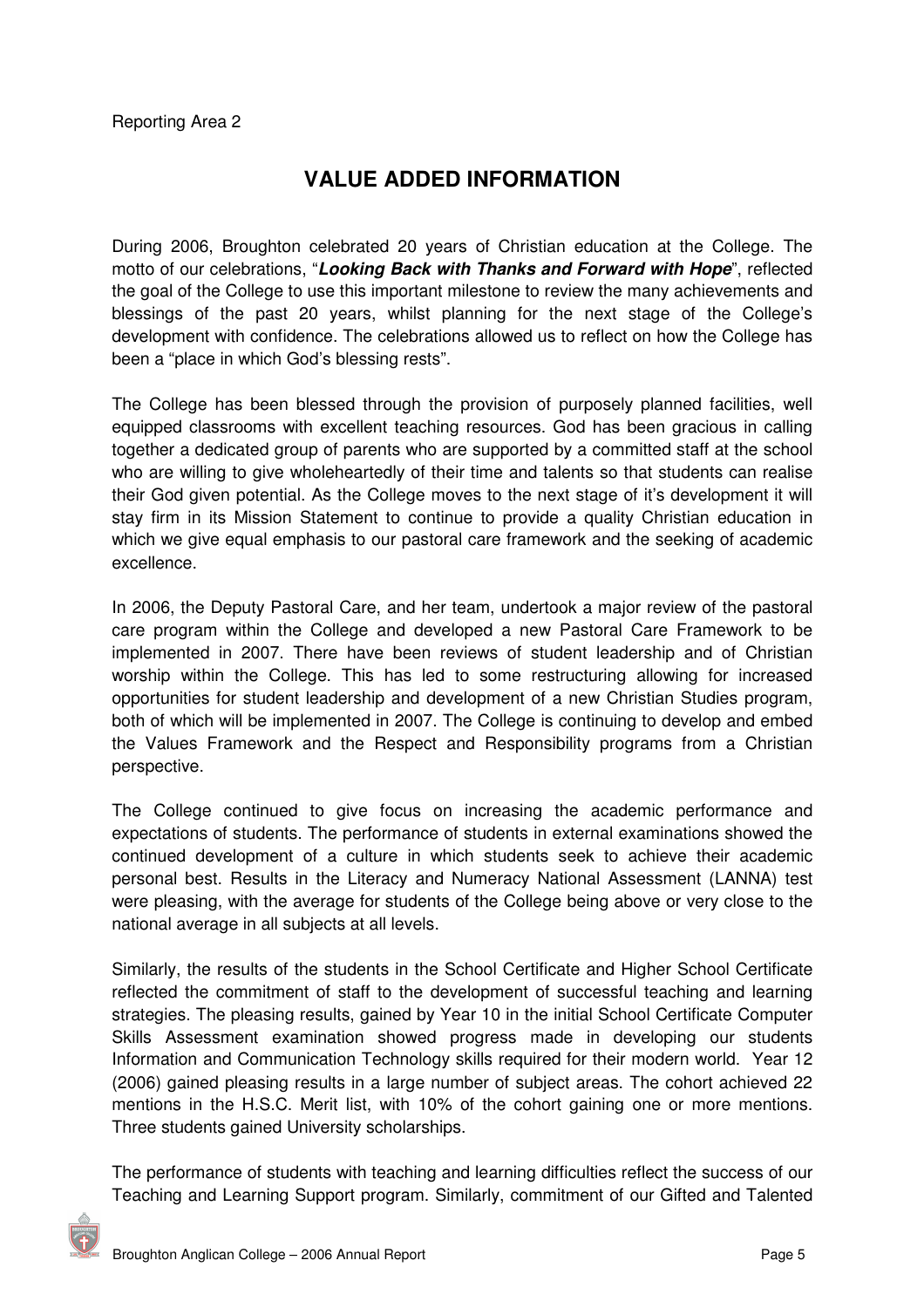Reporting Area 2

# VALUE ADDED INFORMATION

During 2006, Broughton celebrated 20 years of Christian education at the College. The motto of our celebrations, "***Looking Back with Thanks and Forward with Hope***", reflected the goal of the College to use this important milestone to review the many achievements and blessings of the past 20 years, whilst planning for the next stage of the College's development with confidence. The celebrations allowed us to reflect on how the College has been a "place in which God's blessing rests".

The College has been blessed through the provision of purposely planned facilities, well equipped classrooms with excellent teaching resources. God has been gracious in calling together a dedicated group of parents who are supported by a committed staff at the school who are willing to give wholeheartedly of their time and talents so that students can realise their God given potential. As the College moves to the next stage of it's development it will stay firm in its Mission Statement to continue to provide a quality Christian education in which we give equal emphasis to our pastoral care framework and the seeking of academic excellence.

In 2006, the Deputy Pastoral Care, and her team, undertook a major review of the pastoral care program within the College and developed a new Pastoral Care Framework to be implemented in 2007. There have been reviews of student leadership and of Christian worship within the College. This has led to some restructuring allowing for increased opportunities for student leadership and development of a new Christian Studies program, both of which will be implemented in 2007. The College is continuing to develop and embed the Values Framework and the Respect and Responsibility programs from a Christian perspective.

The College continued to give focus on increasing the academic performance and expectations of students. The performance of students in external examinations showed the continued development of a culture in which students seek to achieve their academic personal best. Results in the Literacy and Numeracy National Assessment (LANNA) test were pleasing, with the average for students of the College being above or very close to the national average in all subjects at all levels.

Similarly, the results of the students in the School Certificate and Higher School Certificate reflected the commitment of staff to the development of successful teaching and learning strategies. The pleasing results, gained by Year 10 in the initial School Certificate Computer Skills Assessment examination showed progress made in developing our students Information and Communication Technology skills required for their modern world. Year 12 (2006) gained pleasing results in a large number of subject areas. The cohort achieved 22 mentions in the H.S.C. Merit list, with 10% of the cohort gaining one or more mentions. Three students gained University scholarships.

The performance of students with teaching and learning difficulties reflect the success of our Teaching and Learning Support program. Similarly, commitment of our Gifted and Talented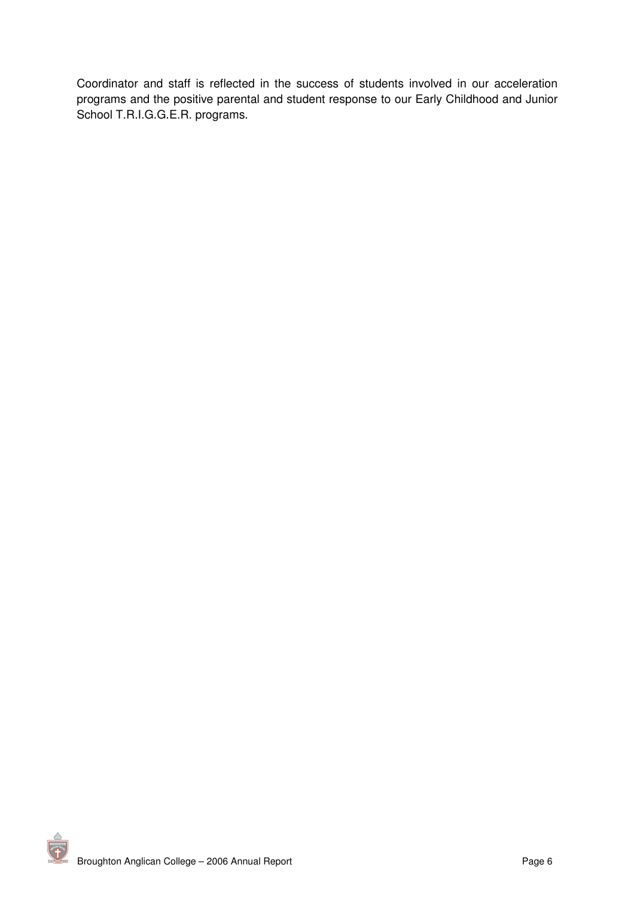Coordinator and staff is reflected in the success of students involved in our acceleration programs and the positive parental and student response to our Early Childhood and Junior School T.R.I.G.G.E.R. programs.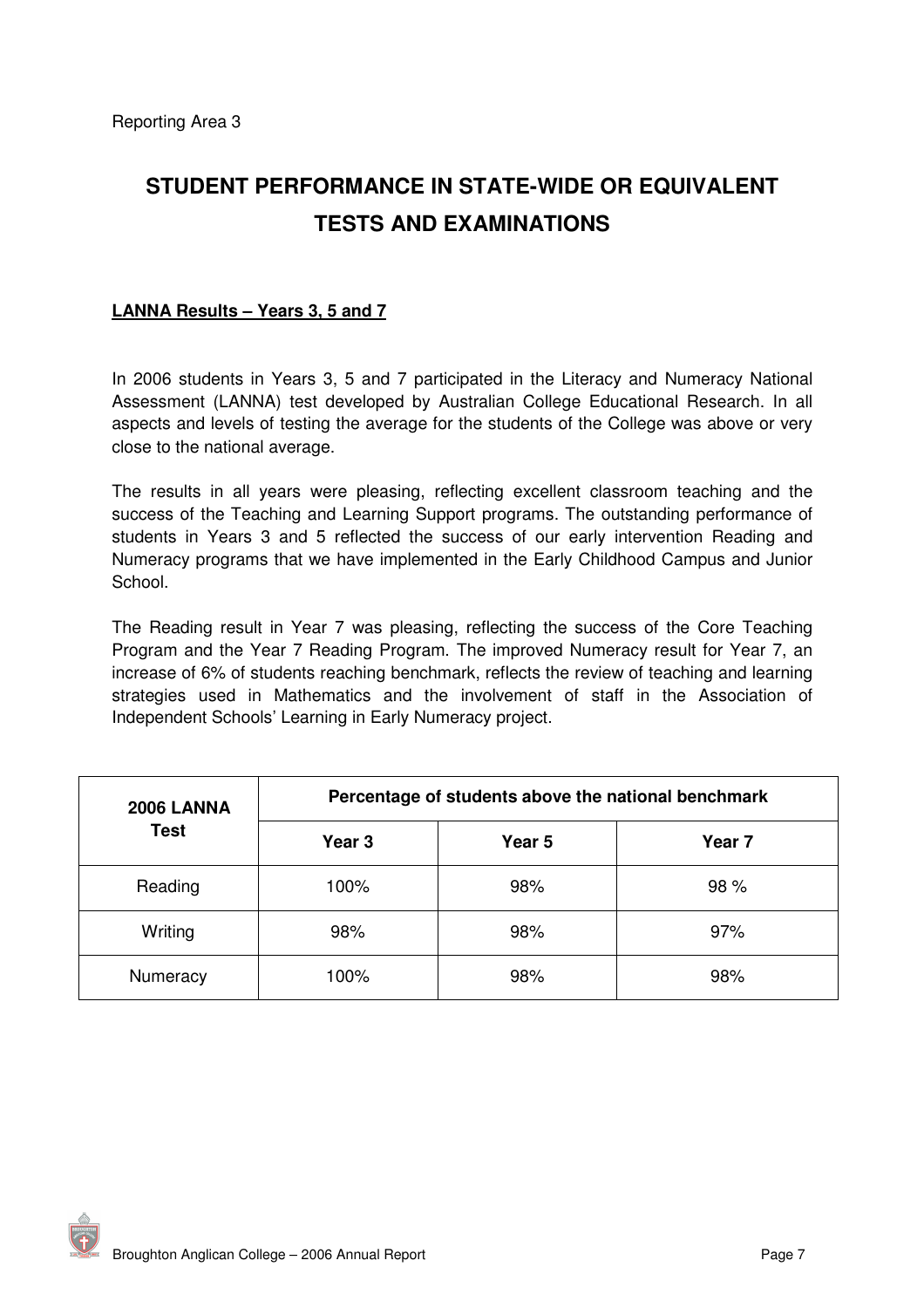Reporting Area 3

# STUDENT PERFORMANCE IN STATE-WIDE OR EQUIVALENT TESTS AND EXAMINATIONS

**LANNA Results – Years 3, 5 and 7**

In 2006 students in Years 3, 5 and 7 participated in the Literacy and Numeracy National Assessment (LANNA) test developed by Australian College Educational Research. In all aspects and levels of testing the average for the students of the College was above or very close to the national average.

The results in all years were pleasing, reflecting excellent classroom teaching and the success of the Teaching and Learning Support programs. The outstanding performance of students in Years 3 and 5 reflected the success of our early intervention Reading and Numeracy programs that we have implemented in the Early Childhood Campus and Junior School.

The Reading result in Year 7 was pleasing, reflecting the success of the Core Teaching Program and the Year 7 Reading Program. The improved Numeracy result for Year 7, an increase of 6% of students reaching benchmark, reflects the review of teaching and learning strategies used in Mathematics and the involvement of staff in the Association of Independent Schools' Learning in Early Numeracy project.

| 2006 LANNA Test | Percentage of students above the national benchmark | | |
|---|---|---|---|
| | Year 3 | Year 5 | Year 7 |
| Reading | 100% | 98% | 98 % |
| Writing | 98% | 98% | 97% |
| Numeracy | 100% | 98% | 98% |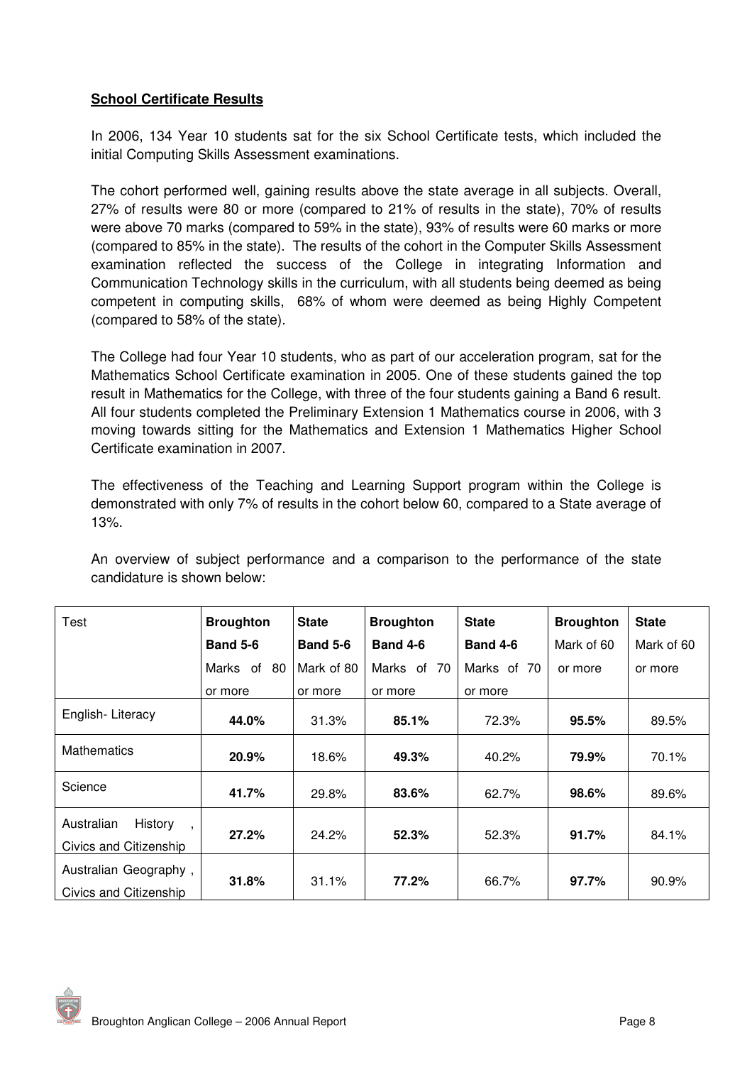## **School Certificate Results**

In 2006, 134 Year 10 students sat for the six School Certificate tests, which included the initial Computing Skills Assessment examinations.

The cohort performed well, gaining results above the state average in all subjects. Overall, 27% of results were 80 or more (compared to 21% of results in the state), 70% of results were above 70 marks (compared to 59% in the state), 93% of results were 60 marks or more (compared to 85% in the state). The results of the cohort in the Computer Skills Assessment examination reflected the success of the College in integrating Information and Communication Technology skills in the curriculum, with all students being deemed as being competent in computing skills, 68% of whom were deemed as being Highly Competent (compared to 58% of the state).

The College had four Year 10 students, who as part of our acceleration program, sat for the Mathematics School Certificate examination in 2005. One of these students gained the top result in Mathematics for the College, with three of the four students gaining a Band 6 result. All four students completed the Preliminary Extension 1 Mathematics course in 2006, with 3 moving towards sitting for the Mathematics and Extension 1 Mathematics Higher School Certificate examination in 2007.

The effectiveness of the Teaching and Learning Support program within the College is demonstrated with only 7% of results in the cohort below 60, compared to a State average of 13%.

An overview of subject performance and a comparison to the performance of the state candidature is shown below:

| Test | **Broughton Band 5-6** Marks of 80 or more | **State Band 5-6** Mark of 80 or more | **Broughton Band 4-6** Marks of 70 or more | **State Band 4-6** Marks of 70 or more | **Broughton** Mark of 60 or more | **State** Mark of 60 or more |
|---|---|---|---|---|---|---|
| English- Literacy | **44.0%** | 31.3% | **85.1%** | 72.3% | **95.5%** | 89.5% |
| Mathematics | **20.9%** | 18.6% | **49.3%** | 40.2% | **79.9%** | 70.1% |
| Science | **41.7%** | 29.8% | **83.6%** | 62.7% | **98.6%** | 89.6% |
| Australian History , Civics and Citizenship | **27.2%** | 24.2% | **52.3%** | 52.3% | **91.7%** | 84.1% |
| Australian Geography , Civics and Citizenship | **31.8%** | 31.1% | **77.2%** | 66.7% | **97.7%** | 90.9% |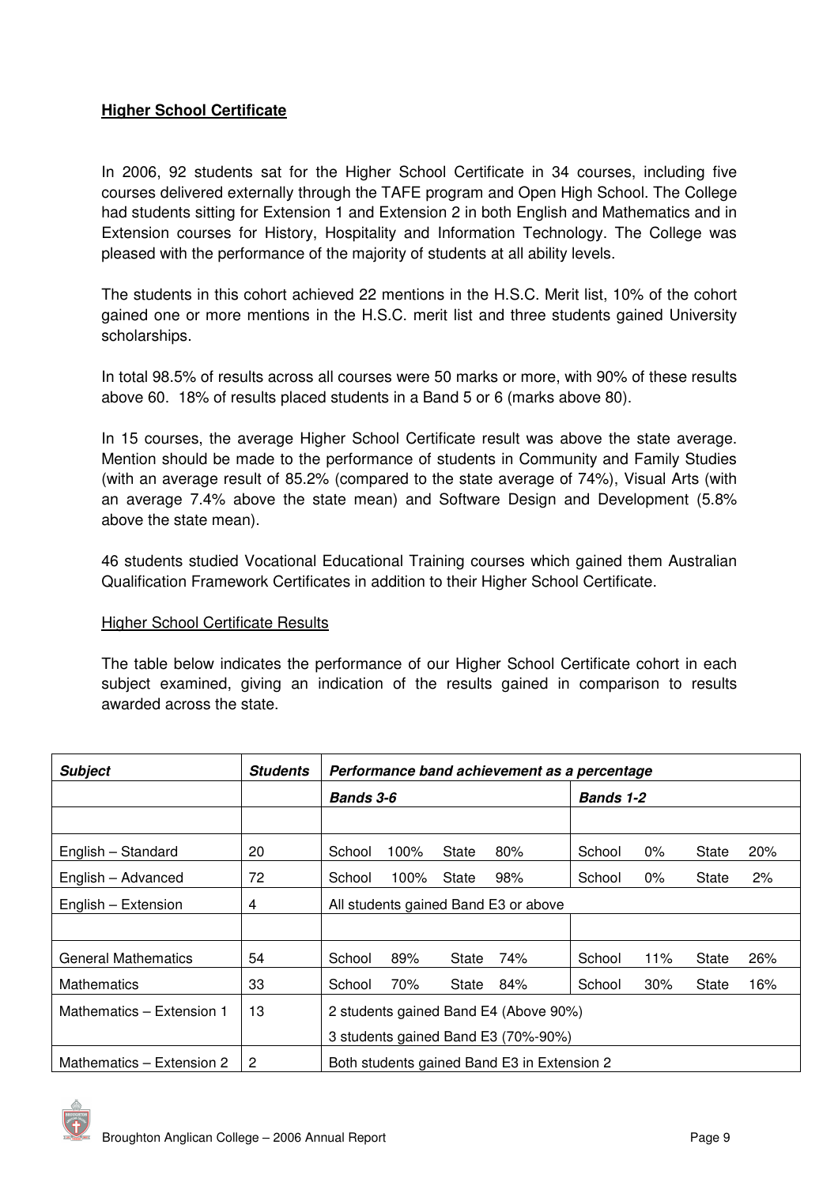**Higher School Certificate**

In 2006, 92 students sat for the Higher School Certificate in 34 courses, including five courses delivered externally through the TAFE program and Open High School. The College had students sitting for Extension 1 and Extension 2 in both English and Mathematics and in Extension courses for History, Hospitality and Information Technology. The College was pleased with the performance of the majority of students at all ability levels.

The students in this cohort achieved 22 mentions in the H.S.C. Merit list, 10% of the cohort gained one or more mentions in the H.S.C. merit list and three students gained University scholarships.

In total 98.5% of results across all courses were 50 marks or more, with 90% of these results above 60. 18% of results placed students in a Band 5 or 6 (marks above 80).

In 15 courses, the average Higher School Certificate result was above the state average. Mention should be made to the performance of students in Community and Family Studies (with an average result of 85.2% (compared to the state average of 74%), Visual Arts (with an average 7.4% above the state mean) and Software Design and Development (5.8% above the state mean).

46 students studied Vocational Educational Training courses which gained them Australian Qualification Framework Certificates in addition to their Higher School Certificate.

Higher School Certificate Results

The table below indicates the performance of our Higher School Certificate cohort in each subject examined, giving an indication of the results gained in comparison to results awarded across the state.

| ***Subject*** | ***Students*** | ***Performance band achievement as a percentage*** | |
|---|---|---|---|
| | | ***Bands 3-6*** | ***Bands 1-2*** |
| | | | |
| English – Standard | 20 | School 100% State 80% | School 0% State 20% |
| English – Advanced | 72 | School 100% State 98% | School 0% State 2% |
| English – Extension | 4 | All students gained Band E3 or above | |
| | | | |
| General Mathematics | 54 | School 89% State 74% | School 11% State 26% |
| Mathematics | 33 | School 70% State 84% | School 30% State 16% |
| Mathematics – Extension 1 | 13 | 2 students gained Band E4 (Above 90%)<br>3 students gained Band E3 (70%-90%) | |
| Mathematics – Extension 2 | 2 | Both students gained Band E3 in Extension 2 | |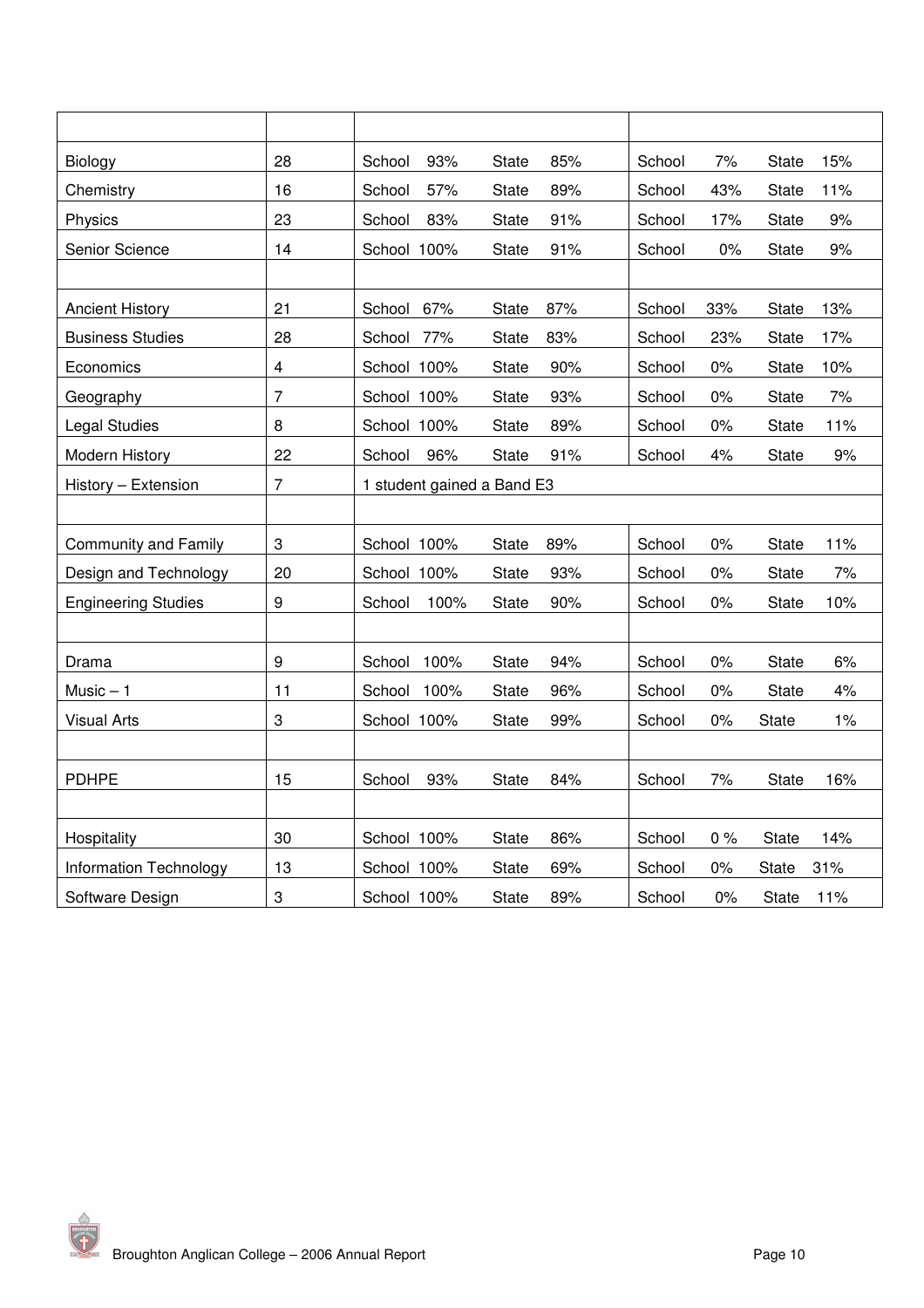| | | | |
|---|---|---|---|
| | | | |
| Biology | 28 | School 93% State 85% | School 7% State 15% |
| Chemistry | 16 | School 57% State 89% | School 43% State 11% |
| Physics | 23 | School 83% State 91% | School 17% State 9% |
| Senior Science | 14 | School 100% State 91% | School 0% State 9% |
| | | | |
| Ancient History | 21 | School 67% State 87% | School 33% State 13% |
| Business Studies | 28 | School 77% State 83% | School 23% State 17% |
| Economics | 4 | School 100% State 90% | School 0% State 10% |
| Geography | 7 | School 100% State 93% | School 0% State 7% |
| Legal Studies | 8 | School 100% State 89% | School 0% State 11% |
| Modern History | 22 | School 96% State 91% | School 4% State 9% |
| History – Extension | 7 | 1 student gained a Band E3 | |
| | | | |
| Community and Family | 3 | School 100% State 89% | School 0% State 11% |
| Design and Technology | 20 | School 100% State 93% | School 0% State 7% |
| Engineering Studies | 9 | School 100% State 90% | School 0% State 10% |
| | | | |
| Drama | 9 | School 100% State 94% | School 0% State 6% |
| Music – 1 | 11 | School 100% State 96% | School 0% State 4% |
| Visual Arts | 3 | School 100% State 99% | School 0% State 1% |
| | | | |
| PDHPE | 15 | School 93% State 84% | School 7% State 16% |
| | | | |
| Hospitality | 30 | School 100% State 86% | School 0 % State 14% |
| Information Technology | 13 | School 100% State 69% | School 0% State 31% |
| Software Design | 3 | School 100% State 89% | School 0% State 11% |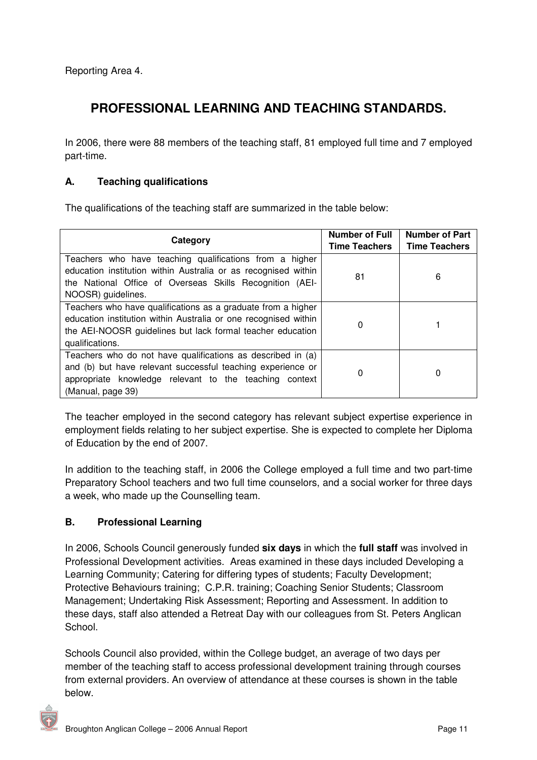Reporting Area 4.

# PROFESSIONAL LEARNING AND TEACHING STANDARDS.

In 2006, there were 88 members of the teaching staff, 81 employed full time and 7 employed part-time.

## A. Teaching qualifications

The qualifications of the teaching staff are summarized in the table below:

| Category | Number of Full Time Teachers | Number of Part Time Teachers |
|---|---|---|
| Teachers who have teaching qualifications from a higher education institution within Australia or as recognised within the National Office of Overseas Skills Recognition (AEI-NOOSR) guidelines. | 81 | 6 |
| Teachers who have qualifications as a graduate from a higher education institution within Australia or one recognised within the AEI-NOOSR guidelines but lack formal teacher education qualifications. | 0 | 1 |
| Teachers who do not have qualifications as described in (a) and (b) but have relevant successful teaching experience or appropriate knowledge relevant to the teaching context (Manual, page 39) | 0 | 0 |

The teacher employed in the second category has relevant subject expertise experience in employment fields relating to her subject expertise. She is expected to complete her Diploma of Education by the end of 2007.

In addition to the teaching staff, in 2006 the College employed a full time and two part-time Preparatory School teachers and two full time counselors, and a social worker for three days a week, who made up the Counselling team.

## B. Professional Learning

In 2006, Schools Council generously funded **six days** in which the **full staff** was involved in Professional Development activities. Areas examined in these days included Developing a Learning Community; Catering for differing types of students; Faculty Development; Protective Behaviours training; C.P.R. training; Coaching Senior Students; Classroom Management; Undertaking Risk Assessment; Reporting and Assessment. In addition to these days, staff also attended a Retreat Day with our colleagues from St. Peters Anglican School.

Schools Council also provided, within the College budget, an average of two days per member of the teaching staff to access professional development training through courses from external providers. An overview of attendance at these courses is shown in the table below.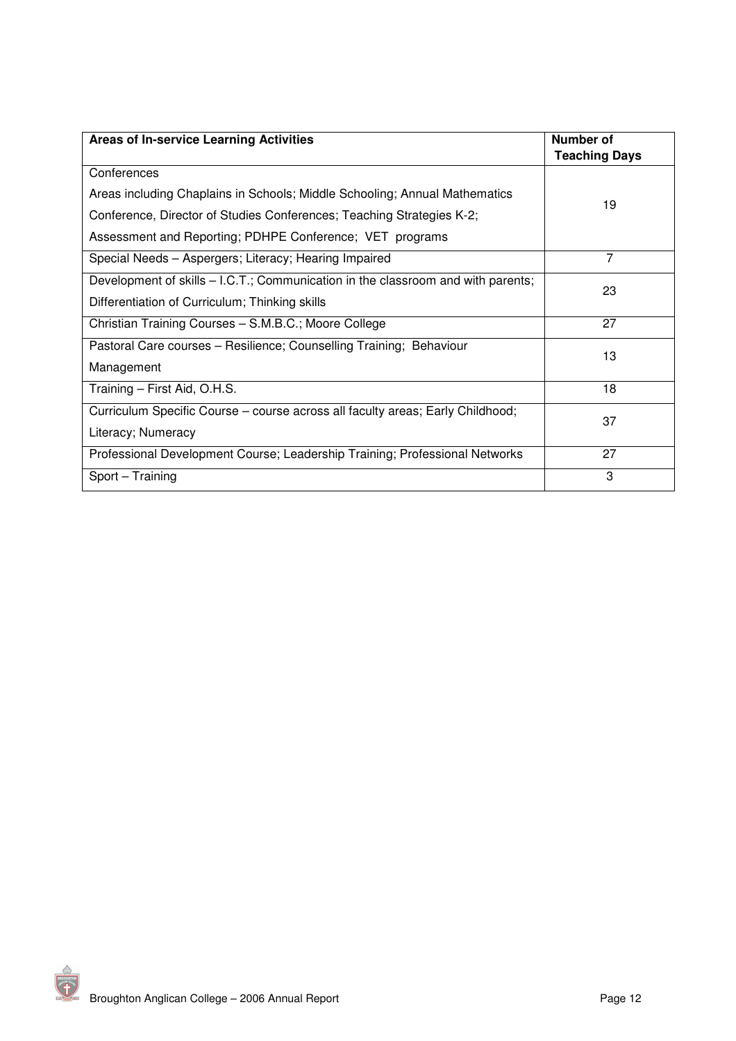| Areas of In-service Learning Activities | Number of Teaching Days |
|---|---|
| Conferences<br>Areas including Chaplains in Schools; Middle Schooling; Annual Mathematics Conference, Director of Studies Conferences; Teaching Strategies K-2; Assessment and Reporting; PDHPE Conference; VET programs | 19 |
| Special Needs – Aspergers; Literacy; Hearing Impaired | 7 |
| Development of skills – I.C.T.; Communication in the classroom and with parents; Differentiation of Curriculum; Thinking skills | 23 |
| Christian Training Courses – S.M.B.C.; Moore College | 27 |
| Pastoral Care courses – Resilience; Counselling Training; Behaviour Management | 13 |
| Training – First Aid, O.H.S. | 18 |
| Curriculum Specific Course – course across all faculty areas; Early Childhood; Literacy; Numeracy | 37 |
| Professional Development Course; Leadership Training; Professional Networks | 27 |
| Sport – Training | 3 |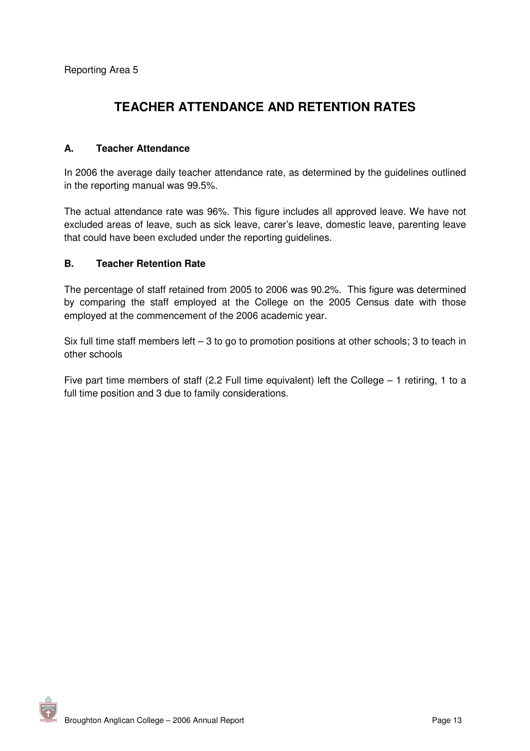Reporting Area 5

# TEACHER ATTENDANCE AND RETENTION RATES

### A. Teacher Attendance

In 2006 the average daily teacher attendance rate, as determined by the guidelines outlined in the reporting manual was 99.5%.

The actual attendance rate was 96%. This figure includes all approved leave. We have not excluded areas of leave, such as sick leave, carer's leave, domestic leave, parenting leave that could have been excluded under the reporting guidelines.

### B. Teacher Retention Rate

The percentage of staff retained from 2005 to 2006 was 90.2%. This figure was determined by comparing the staff employed at the College on the 2005 Census date with those employed at the commencement of the 2006 academic year.

Six full time staff members left – 3 to go to promotion positions at other schools; 3 to teach in other schools

Five part time members of staff (2.2 Full time equivalent) left the College – 1 retiring, 1 to a full time position and 3 due to family considerations.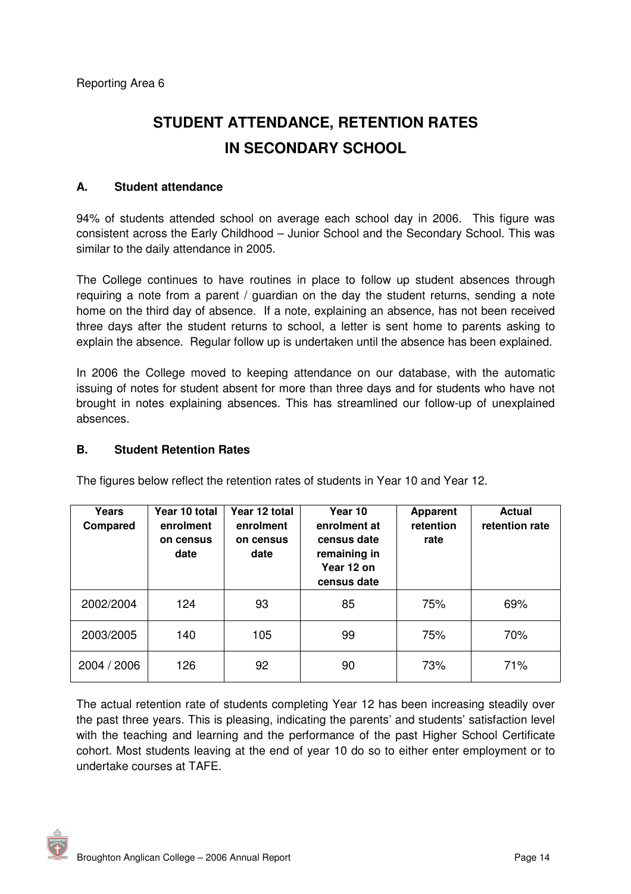Reporting Area 6

# STUDENT ATTENDANCE, RETENTION RATES IN SECONDARY SCHOOL

### A. Student attendance

94% of students attended school on average each school day in 2006. This figure was consistent across the Early Childhood – Junior School and the Secondary School. This was similar to the daily attendance in 2005.

The College continues to have routines in place to follow up student absences through requiring a note from a parent / guardian on the day the student returns, sending a note home on the third day of absence. If a note, explaining an absence, has not been received three days after the student returns to school, a letter is sent home to parents asking to explain the absence. Regular follow up is undertaken until the absence has been explained.

In 2006 the College moved to keeping attendance on our database, with the automatic issuing of notes for student absent for more than three days and for students who have not brought in notes explaining absences. This has streamlined our follow-up of unexplained absences.

### B. Student Retention Rates

The figures below reflect the retention rates of students in Year 10 and Year 12.

| Years Compared | Year 10 total enrolment on census date | Year 12 total enrolment on census date | Year 10 enrolment at census date remaining in Year 12 on census date | Apparent retention rate | Actual retention rate |
|---|---|---|---|---|---|
| 2002/2004 | 124 | 93 | 85 | 75% | 69% |
| 2003/2005 | 140 | 105 | 99 | 75% | 70% |
| 2004 / 2006 | 126 | 92 | 90 | 73% | 71% |

The actual retention rate of students completing Year 12 has been increasing steadily over the past three years. This is pleasing, indicating the parents' and students' satisfaction level with the teaching and learning and the performance of the past Higher School Certificate cohort. Most students leaving at the end of year 10 do so to either enter employment or to undertake courses at TAFE.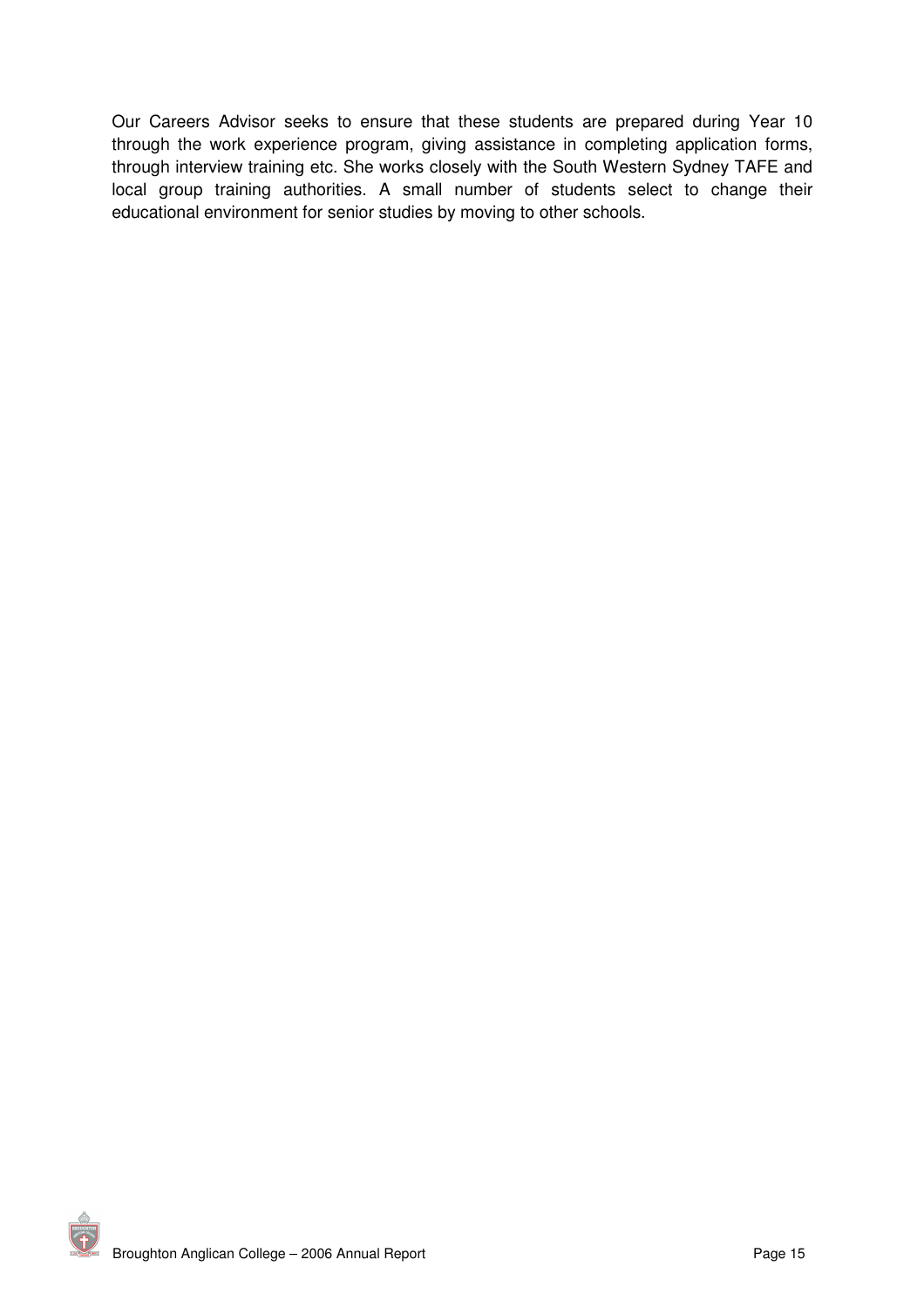Our Careers Advisor seeks to ensure that these students are prepared during Year 10 through the work experience program, giving assistance in completing application forms, through interview training etc. She works closely with the South Western Sydney TAFE and local group training authorities. A small number of students select to change their educational environment for senior studies by moving to other schools.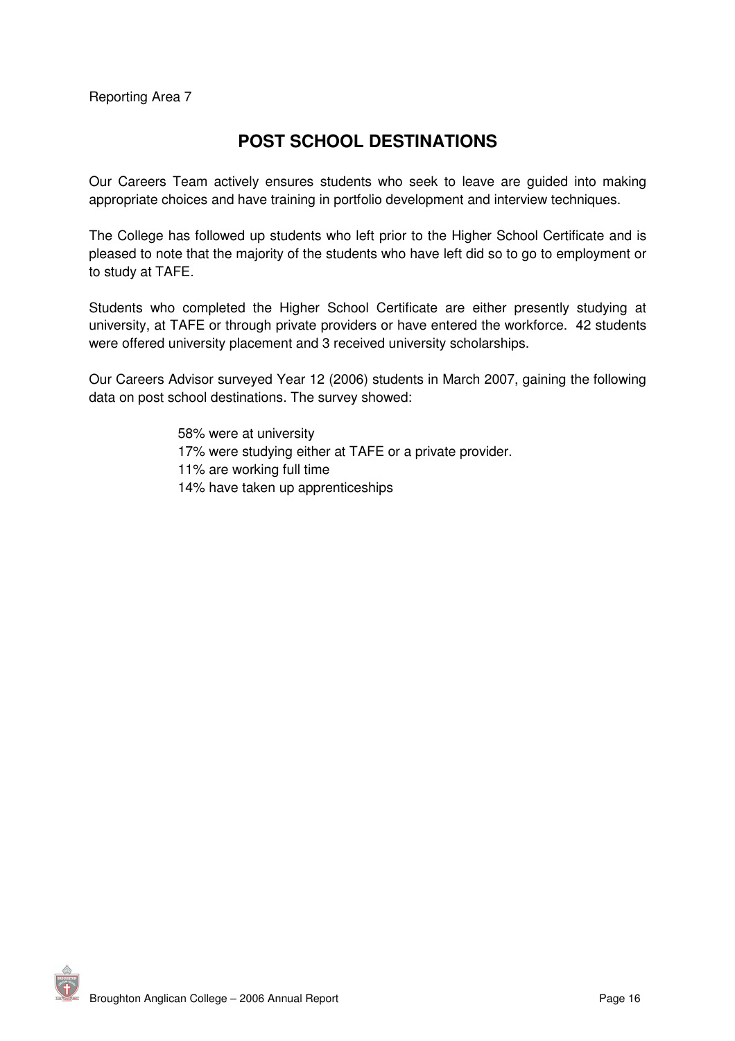Reporting Area 7

## POST SCHOOL DESTINATIONS

Our Careers Team actively ensures students who seek to leave are guided into making appropriate choices and have training in portfolio development and interview techniques.

The College has followed up students who left prior to the Higher School Certificate and is pleased to note that the majority of the students who have left did so to go to employment or to study at TAFE.

Students who completed the Higher School Certificate are either presently studying at university, at TAFE or through private providers or have entered the workforce. 42 students were offered university placement and 3 received university scholarships.

Our Careers Advisor surveyed Year 12 (2006) students in March 2007, gaining the following data on post school destinations. The survey showed:

58% were at university
17% were studying either at TAFE or a private provider.
11% are working full time
14% have taken up apprenticeships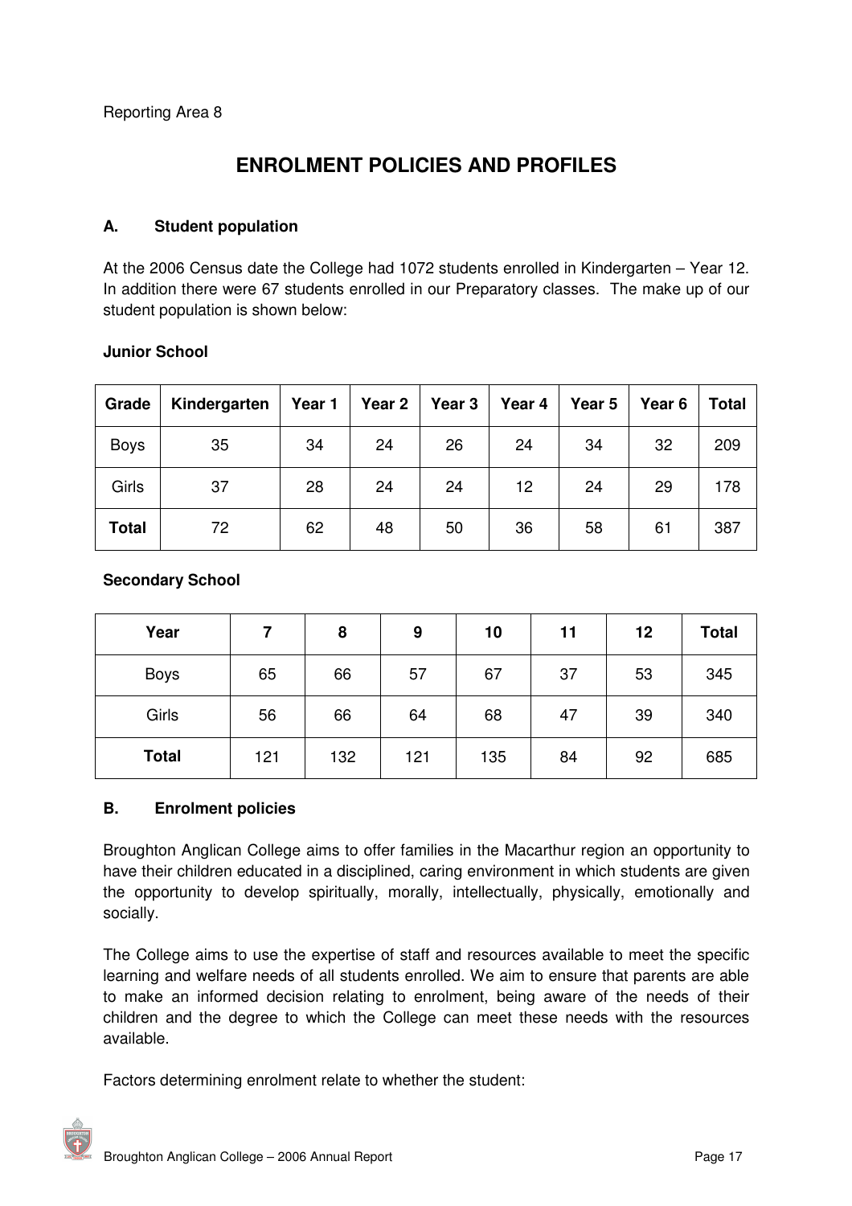Reporting Area 8

# ENROLMENT POLICIES AND PROFILES

## A. Student population

At the 2006 Census date the College had 1072 students enrolled in Kindergarten – Year 12. In addition there were 67 students enrolled in our Preparatory classes. The make up of our student population is shown below:

**Junior School**

| Grade | Kindergarten | Year 1 | Year 2 | Year 3 | Year 4 | Year 5 | Year 6 | Total |
|---|---|---|---|---|---|---|---|---|
| Boys | 35 | 34 | 24 | 26 | 24 | 34 | 32 | 209 |
| Girls | 37 | 28 | 24 | 24 | 12 | 24 | 29 | 178 |
| **Total** | 72 | 62 | 48 | 50 | 36 | 58 | 61 | 387 |

**Secondary School**

| Year | 7 | 8 | 9 | 10 | 11 | 12 | Total |
|---|---|---|---|---|---|---|---|
| Boys | 65 | 66 | 57 | 67 | 37 | 53 | 345 |
| Girls | 56 | 66 | 64 | 68 | 47 | 39 | 340 |
| **Total** | 121 | 132 | 121 | 135 | 84 | 92 | 685 |

## B. Enrolment policies

Broughton Anglican College aims to offer families in the Macarthur region an opportunity to have their children educated in a disciplined, caring environment in which students are given the opportunity to develop spiritually, morally, intellectually, physically, emotionally and socially.

The College aims to use the expertise of staff and resources available to meet the specific learning and welfare needs of all students enrolled. We aim to ensure that parents are able to make an informed decision relating to enrolment, being aware of the needs of their children and the degree to which the College can meet these needs with the resources available.

Factors determining enrolment relate to whether the student: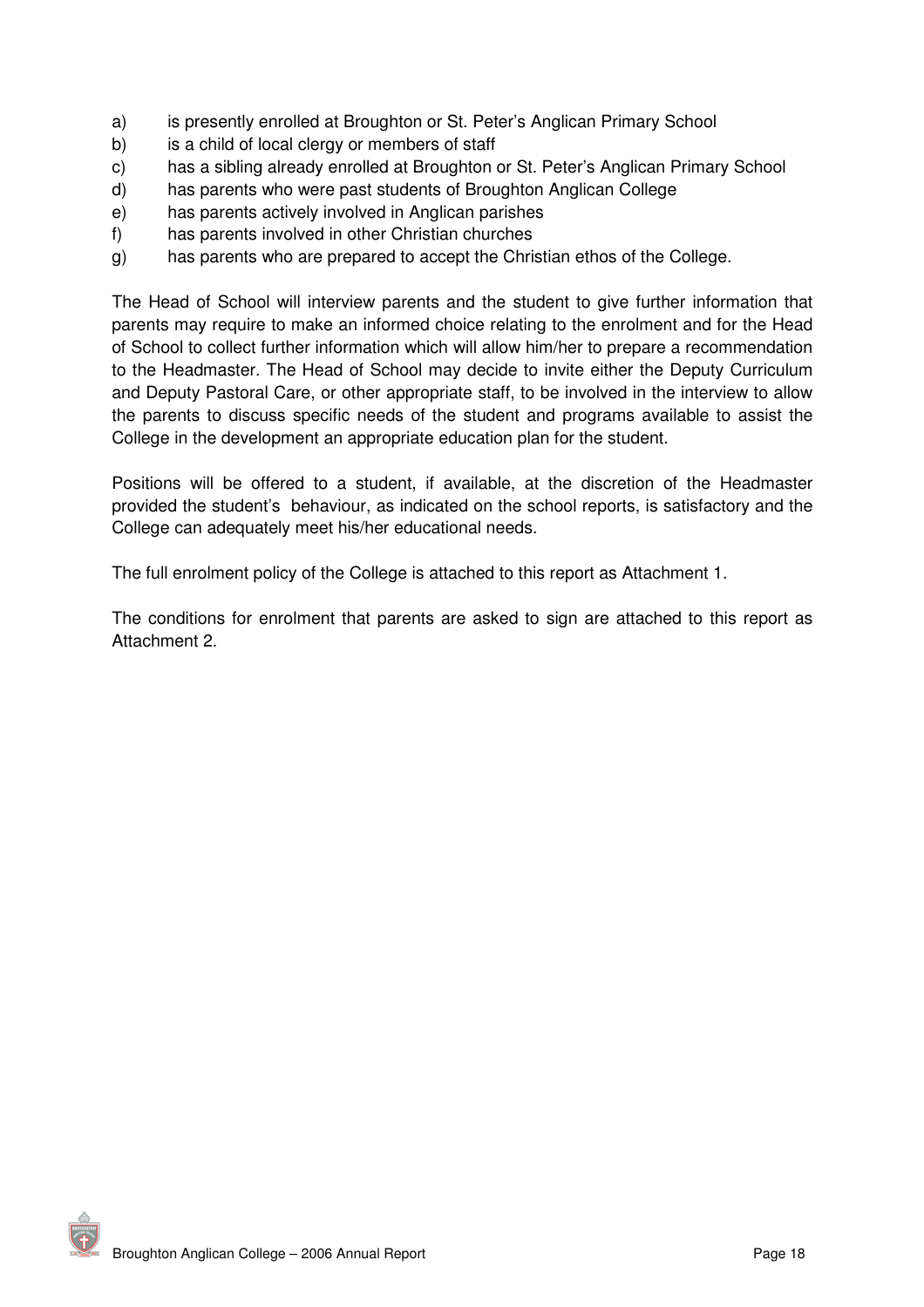a) is presently enrolled at Broughton or St. Peter's Anglican Primary School
b) is a child of local clergy or members of staff
c) has a sibling already enrolled at Broughton or St. Peter's Anglican Primary School
d) has parents who were past students of Broughton Anglican College
e) has parents actively involved in Anglican parishes
f) has parents involved in other Christian churches
g) has parents who are prepared to accept the Christian ethos of the College.

The Head of School will interview parents and the student to give further information that parents may require to make an informed choice relating to the enrolment and for the Head of School to collect further information which will allow him/her to prepare a recommendation to the Headmaster. The Head of School may decide to invite either the Deputy Curriculum and Deputy Pastoral Care, or other appropriate staff, to be involved in the interview to allow the parents to discuss specific needs of the student and programs available to assist the College in the development an appropriate education plan for the student.

Positions will be offered to a student, if available, at the discretion of the Headmaster provided the student's behaviour, as indicated on the school reports, is satisfactory and the College can adequately meet his/her educational needs.

The full enrolment policy of the College is attached to this report as Attachment 1.

The conditions for enrolment that parents are asked to sign are attached to this report as Attachment 2.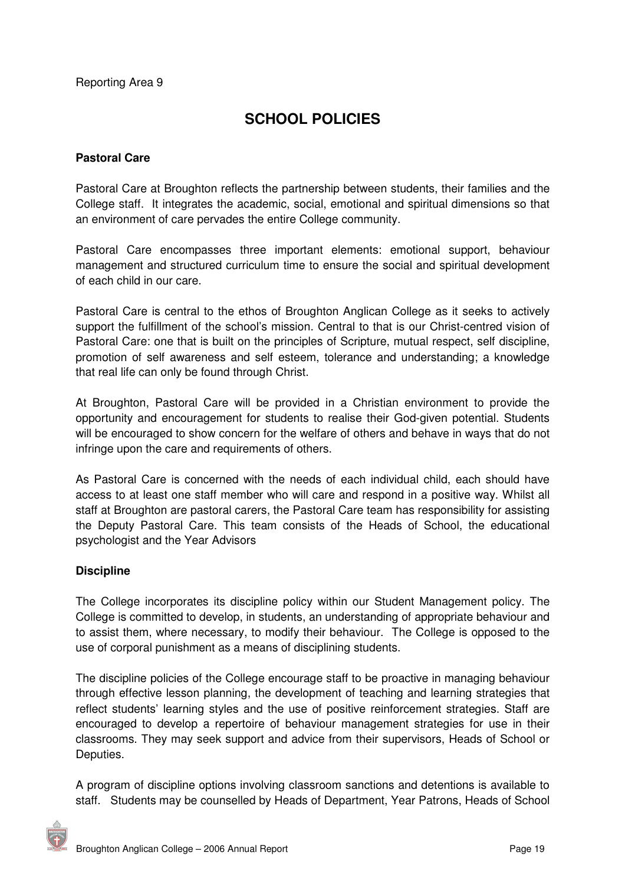Reporting Area 9

# SCHOOL POLICIES

### Pastoral Care

Pastoral Care at Broughton reflects the partnership between students, their families and the College staff. It integrates the academic, social, emotional and spiritual dimensions so that an environment of care pervades the entire College community.

Pastoral Care encompasses three important elements: emotional support, behaviour management and structured curriculum time to ensure the social and spiritual development of each child in our care.

Pastoral Care is central to the ethos of Broughton Anglican College as it seeks to actively support the fulfillment of the school's mission. Central to that is our Christ-centred vision of Pastoral Care: one that is built on the principles of Scripture, mutual respect, self discipline, promotion of self awareness and self esteem, tolerance and understanding; a knowledge that real life can only be found through Christ.

At Broughton, Pastoral Care will be provided in a Christian environment to provide the opportunity and encouragement for students to realise their God-given potential. Students will be encouraged to show concern for the welfare of others and behave in ways that do not infringe upon the care and requirements of others.

As Pastoral Care is concerned with the needs of each individual child, each should have access to at least one staff member who will care and respond in a positive way. Whilst all staff at Broughton are pastoral carers, the Pastoral Care team has responsibility for assisting the Deputy Pastoral Care. This team consists of the Heads of School, the educational psychologist and the Year Advisors

### Discipline

The College incorporates its discipline policy within our Student Management policy. The College is committed to develop, in students, an understanding of appropriate behaviour and to assist them, where necessary, to modify their behaviour. The College is opposed to the use of corporal punishment as a means of disciplining students.

The discipline policies of the College encourage staff to be proactive in managing behaviour through effective lesson planning, the development of teaching and learning strategies that reflect students' learning styles and the use of positive reinforcement strategies. Staff are encouraged to develop a repertoire of behaviour management strategies for use in their classrooms. They may seek support and advice from their supervisors, Heads of School or Deputies.

A program of discipline options involving classroom sanctions and detentions is available to staff. Students may be counselled by Heads of Department, Year Patrons, Heads of School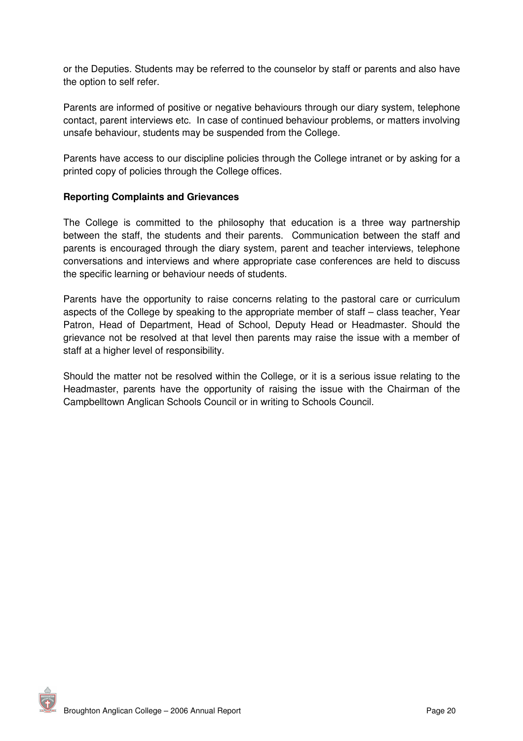or the Deputies. Students may be referred to the counselor by staff or parents and also have the option to self refer.

Parents are informed of positive or negative behaviours through our diary system, telephone contact, parent interviews etc. In case of continued behaviour problems, or matters involving unsafe behaviour, students may be suspended from the College.

Parents have access to our discipline policies through the College intranet or by asking for a printed copy of policies through the College offices.

**Reporting Complaints and Grievances**

The College is committed to the philosophy that education is a three way partnership between the staff, the students and their parents. Communication between the staff and parents is encouraged through the diary system, parent and teacher interviews, telephone conversations and interviews and where appropriate case conferences are held to discuss the specific learning or behaviour needs of students.

Parents have the opportunity to raise concerns relating to the pastoral care or curriculum aspects of the College by speaking to the appropriate member of staff – class teacher, Year Patron, Head of Department, Head of School, Deputy Head or Headmaster. Should the grievance not be resolved at that level then parents may raise the issue with a member of staff at a higher level of responsibility.

Should the matter not be resolved within the College, or it is a serious issue relating to the Headmaster, parents have the opportunity of raising the issue with the Chairman of the Campbelltown Anglican Schools Council or in writing to Schools Council.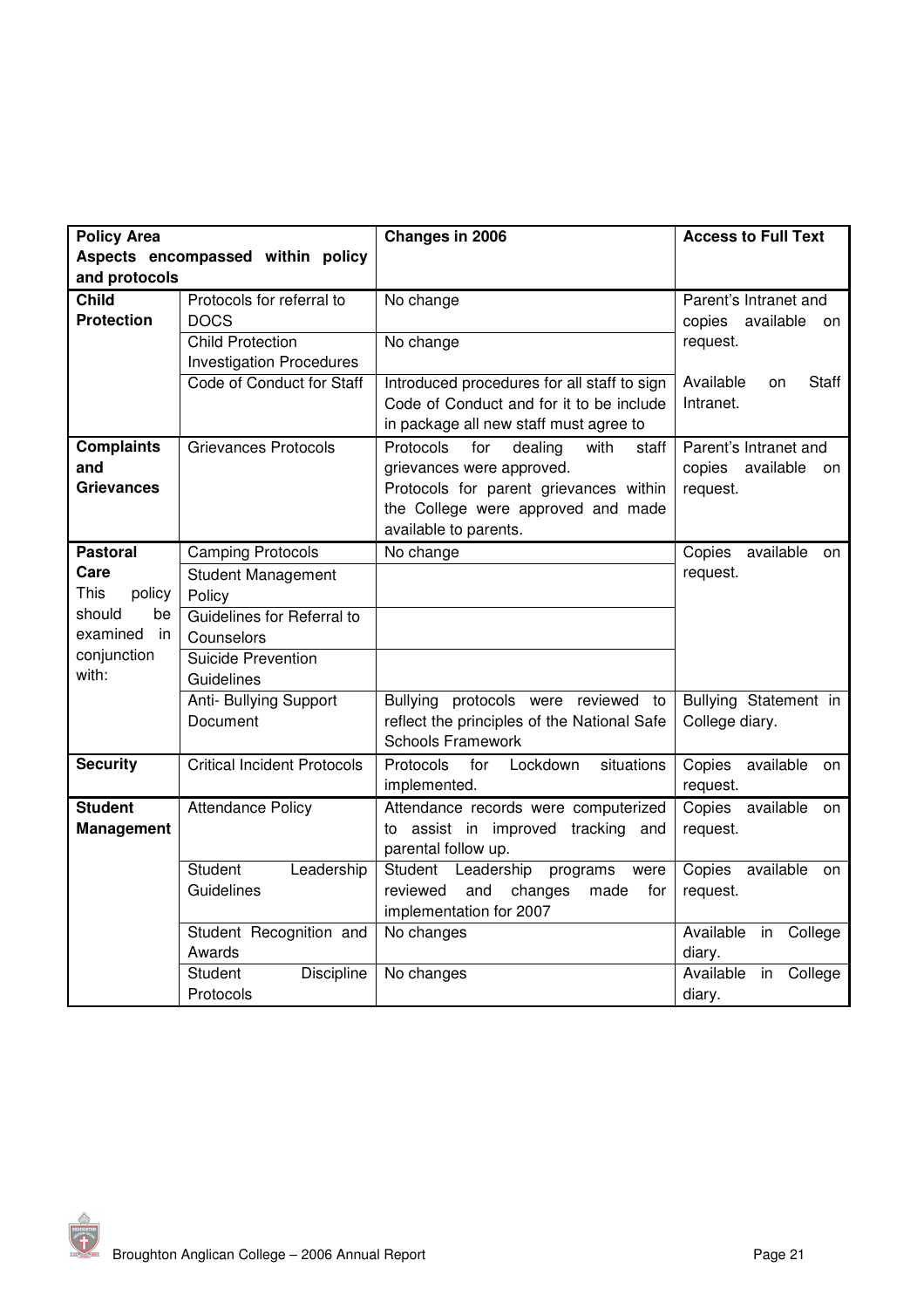| Policy Area<br>Aspects encompassed within policy and protocols | | Changes in 2006 | Access to Full Text |
| --- | --- | --- | --- |
| **Child Protection** | Protocols for referral to DOCS | No change | Parent's Intranet and copies available on request. |
| | Child Protection Investigation Procedures | No change | |
| | Code of Conduct for Staff | Introduced procedures for all staff to sign Code of Conduct and for it to be include in package all new staff must agree to | Available on Staff Intranet. |
| **Complaints and Grievances** | Grievances Protocols | Protocols for dealing with staff grievances were approved.<br>Protocols for parent grievances within the College were approved and made available to parents. | Parent's Intranet and copies available on request. |
| **Pastoral Care**<br>This policy should be examined in conjunction with: | Camping Protocols | No change | Copies available on request. |
| | Student Management Policy | | |
| | Guidelines for Referral to Counselors | | |
| | Suicide Prevention Guidelines | | |
| | Anti- Bullying Support Document | Bullying protocols were reviewed to reflect the principles of the National Safe Schools Framework | Bullying Statement in College diary. |
| **Security** | Critical Incident Protocols | Protocols for Lockdown situations implemented. | Copies available on request. |
| **Student Management** | Attendance Policy | Attendance records were computerized to assist in improved tracking and parental follow up. | Copies available on request. |
| | Student Leadership Guidelines | Student Leadership programs were reviewed and changes made for implementation for 2007 | Copies available on request. |
| | Student Recognition and Awards | No changes | Available in College diary. |
| | Student Discipline Protocols | No changes | Available in College diary. |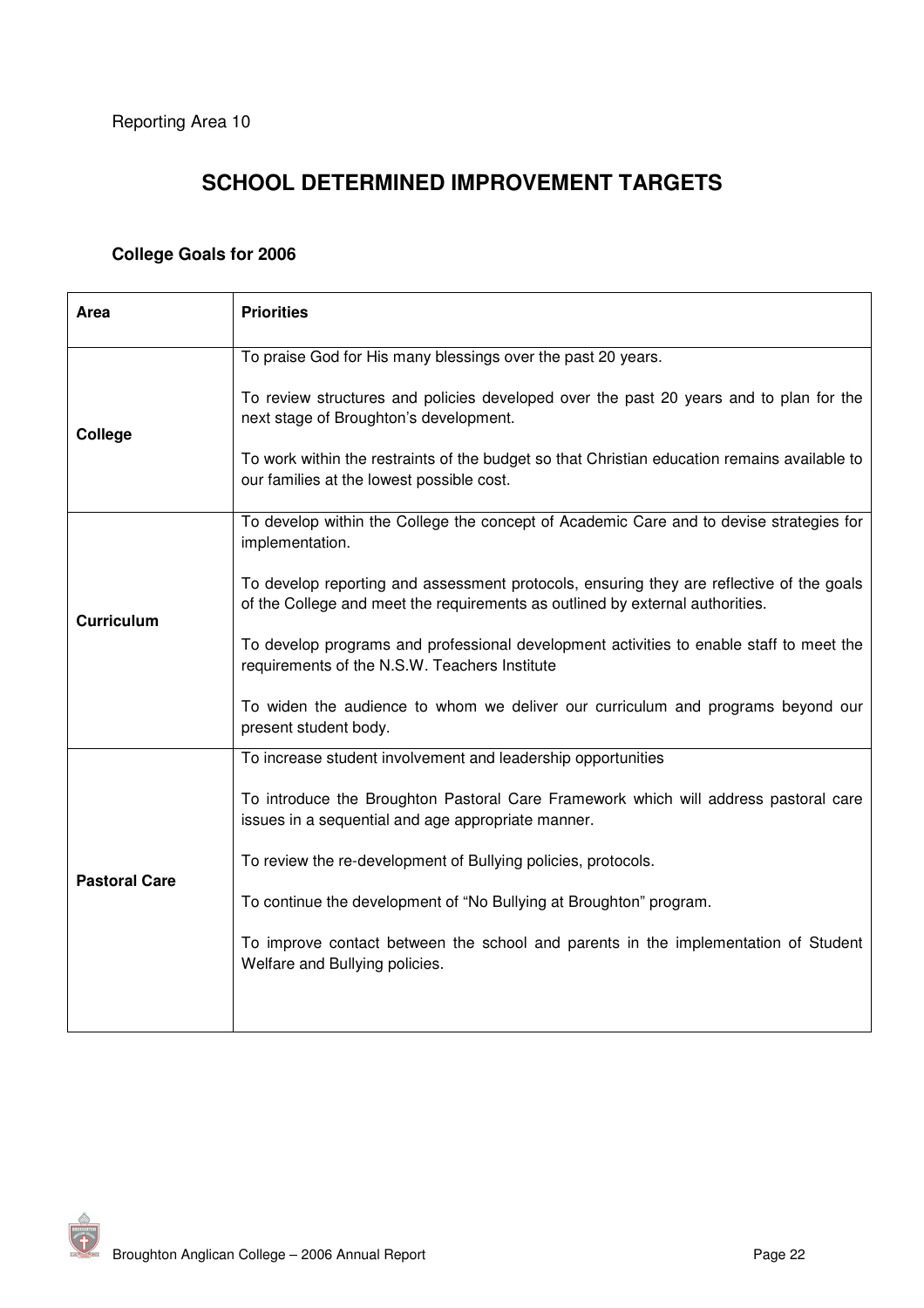Reporting Area 10

# SCHOOL DETERMINED IMPROVEMENT TARGETS

### College Goals for 2006

| Area | Priorities |
|---|---|
| **College** | To praise God for His many blessings over the past 20 years.<br><br>To review structures and policies developed over the past 20 years and to plan for the next stage of Broughton's development.<br><br>To work within the restraints of the budget so that Christian education remains available to our families at the lowest possible cost. |
| **Curriculum** | To develop within the College the concept of Academic Care and to devise strategies for implementation.<br><br>To develop reporting and assessment protocols, ensuring they are reflective of the goals of the College and meet the requirements as outlined by external authorities.<br><br>To develop programs and professional development activities to enable staff to meet the requirements of the N.S.W. Teachers Institute<br><br>To widen the audience to whom we deliver our curriculum and programs beyond our present student body. |
| **Pastoral Care** | To increase student involvement and leadership opportunities<br><br>To introduce the Broughton Pastoral Care Framework which will address pastoral care issues in a sequential and age appropriate manner.<br><br>To review the re-development of Bullying policies, protocols.<br><br>To continue the development of "No Bullying at Broughton" program.<br><br>To improve contact between the school and parents in the implementation of Student Welfare and Bullying policies. |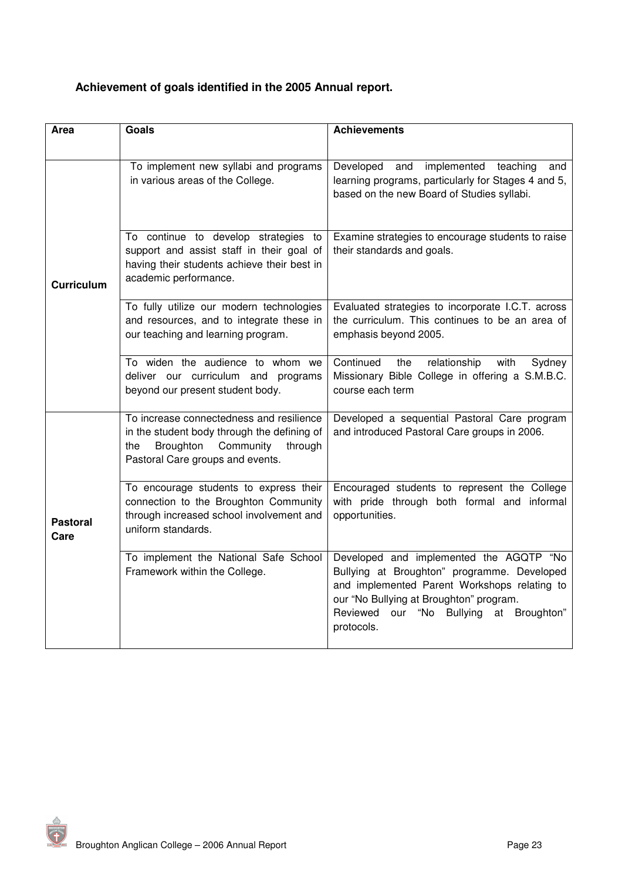**Achievement of goals identified in the 2005 Annual report.**

| Area | Goals | Achievements |
|---|---|---|
| Curriculum | To implement new syllabi and programs in various areas of the College. | Developed and implemented teaching and learning programs, particularly for Stages 4 and 5, based on the new Board of Studies syllabi. |
| | To continue to develop strategies to support and assist staff in their goal of having their students achieve their best in academic performance. | Examine strategies to encourage students to raise their standards and goals. |
| | To fully utilize our modern technologies and resources, and to integrate these in our teaching and learning program. | Evaluated strategies to incorporate I.C.T. across the curriculum. This continues to be an area of emphasis beyond 2005. |
| | To widen the audience to whom we deliver our curriculum and programs beyond our present student body. | Continued the relationship with Sydney Missionary Bible College in offering a S.M.B.C. course each term |
| Pastoral Care | To increase connectedness and resilience in the student body through the defining of the Broughton Community through Pastoral Care groups and events. | Developed a sequential Pastoral Care program and introduced Pastoral Care groups in 2006. |
| | To encourage students to express their connection to the Broughton Community through increased school involvement and uniform standards. | Encouraged students to represent the College with pride through both formal and informal opportunities. |
| | To implement the National Safe School Framework within the College. | Developed and implemented the AGQTP "No Bullying at Broughton" programme. Developed and implemented Parent Workshops relating to our "No Bullying at Broughton" program. Reviewed our "No Bullying at Broughton" protocols. |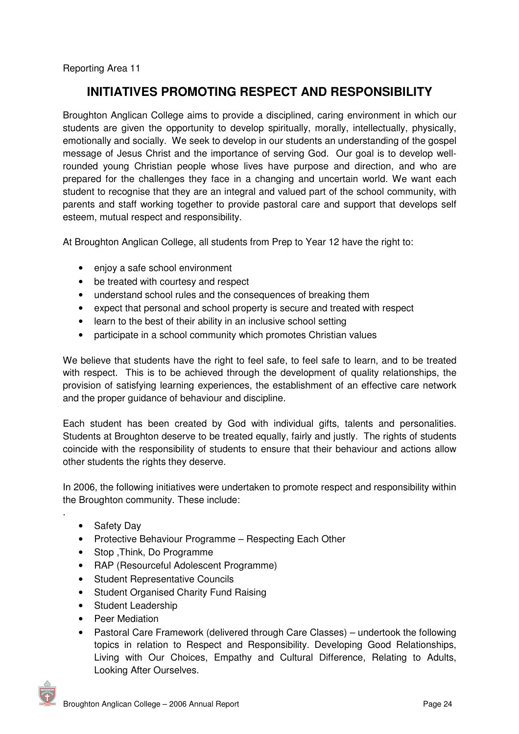Reporting Area 11

## INITIATIVES PROMOTING RESPECT AND RESPONSIBILITY

Broughton Anglican College aims to provide a disciplined, caring environment in which our students are given the opportunity to develop spiritually, morally, intellectually, physically, emotionally and socially. We seek to develop in our students an understanding of the gospel message of Jesus Christ and the importance of serving God. Our goal is to develop well-rounded young Christian people whose lives have purpose and direction, and who are prepared for the challenges they face in a changing and uncertain world. We want each student to recognise that they are an integral and valued part of the school community, with parents and staff working together to provide pastoral care and support that develops self esteem, mutual respect and responsibility.

At Broughton Anglican College, all students from Prep to Year 12 have the right to:

- enjoy a safe school environment
- be treated with courtesy and respect
- understand school rules and the consequences of breaking them
- expect that personal and school property is secure and treated with respect
- learn to the best of their ability in an inclusive school setting
- participate in a school community which promotes Christian values

We believe that students have the right to feel safe, to feel safe to learn, and to be treated with respect. This is to be achieved through the development of quality relationships, the provision of satisfying learning experiences, the establishment of an effective care network and the proper guidance of behaviour and discipline.

Each student has been created by God with individual gifts, talents and personalities. Students at Broughton deserve to be treated equally, fairly and justly. The rights of students coincide with the responsibility of students to ensure that their behaviour and actions allow other students the rights they deserve.

In 2006, the following initiatives were undertaken to promote respect and responsibility within the Broughton community. These include:

.

- Safety Day
- Protective Behaviour Programme – Respecting Each Other
- Stop ,Think, Do Programme
- RAP (Resourceful Adolescent Programme)
- Student Representative Councils
- Student Organised Charity Fund Raising
- Student Leadership
- Peer Mediation
- Pastoral Care Framework (delivered through Care Classes) – undertook the following topics in relation to Respect and Responsibility. Developing Good Relationships, Living with Our Choices, Empathy and Cultural Difference, Relating to Adults, Looking After Ourselves.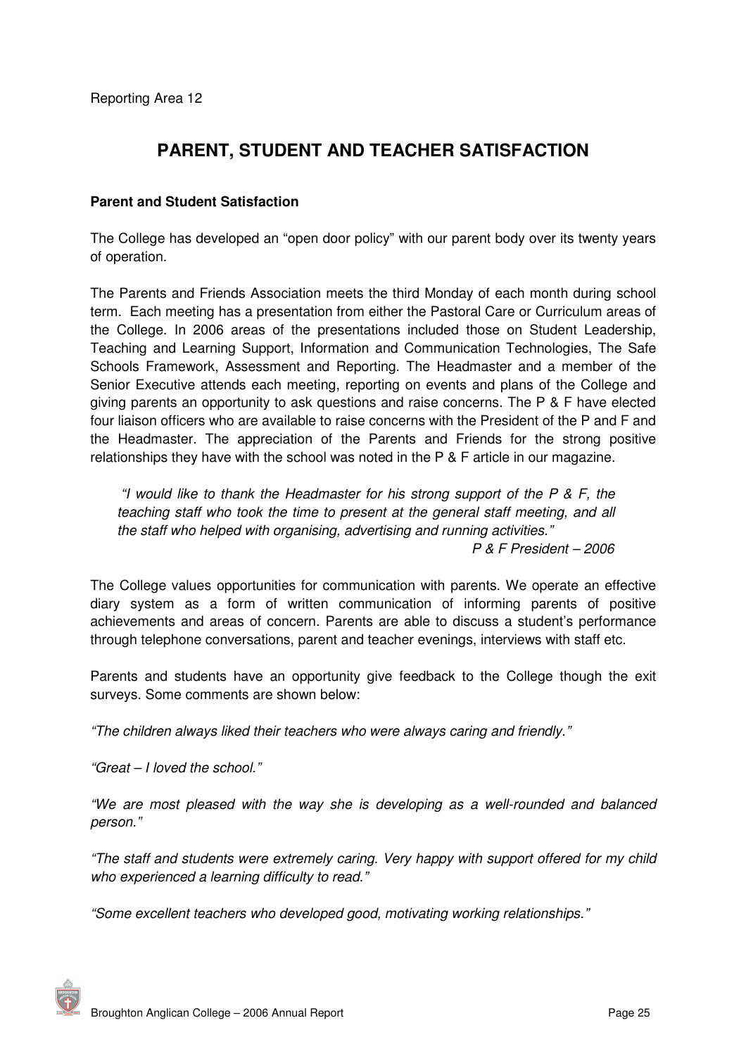Reporting Area 12

# PARENT, STUDENT AND TEACHER SATISFACTION

**Parent and Student Satisfaction**

The College has developed an "open door policy" with our parent body over its twenty years of operation.

The Parents and Friends Association meets the third Monday of each month during school term. Each meeting has a presentation from either the Pastoral Care or Curriculum areas of the College. In 2006 areas of the presentations included those on Student Leadership, Teaching and Learning Support, Information and Communication Technologies, The Safe Schools Framework, Assessment and Reporting. The Headmaster and a member of the Senior Executive attends each meeting, reporting on events and plans of the College and giving parents an opportunity to ask questions and raise concerns. The P & F have elected four liaison officers who are available to raise concerns with the President of the P and F and the Headmaster. The appreciation of the Parents and Friends for the strong positive relationships they have with the school was noted in the P & F article in our magazine.

> *"I would like to thank the Headmaster for his strong support of the P & F, the teaching staff who took the time to present at the general staff meeting, and all the staff who helped with organising, advertising and running activities."*
>
> *P & F President – 2006*

The College values opportunities for communication with parents. We operate an effective diary system as a form of written communication of informing parents of positive achievements and areas of concern. Parents are able to discuss a student's performance through telephone conversations, parent and teacher evenings, interviews with staff etc.

Parents and students have an opportunity give feedback to the College though the exit surveys. Some comments are shown below:

*"The children always liked their teachers who were always caring and friendly."*

*"Great – I loved the school."*

*"We are most pleased with the way she is developing as a well-rounded and balanced person."*

*"The staff and students were extremely caring. Very happy with support offered for my child who experienced a learning difficulty to read."*

*"Some excellent teachers who developed good, motivating working relationships."*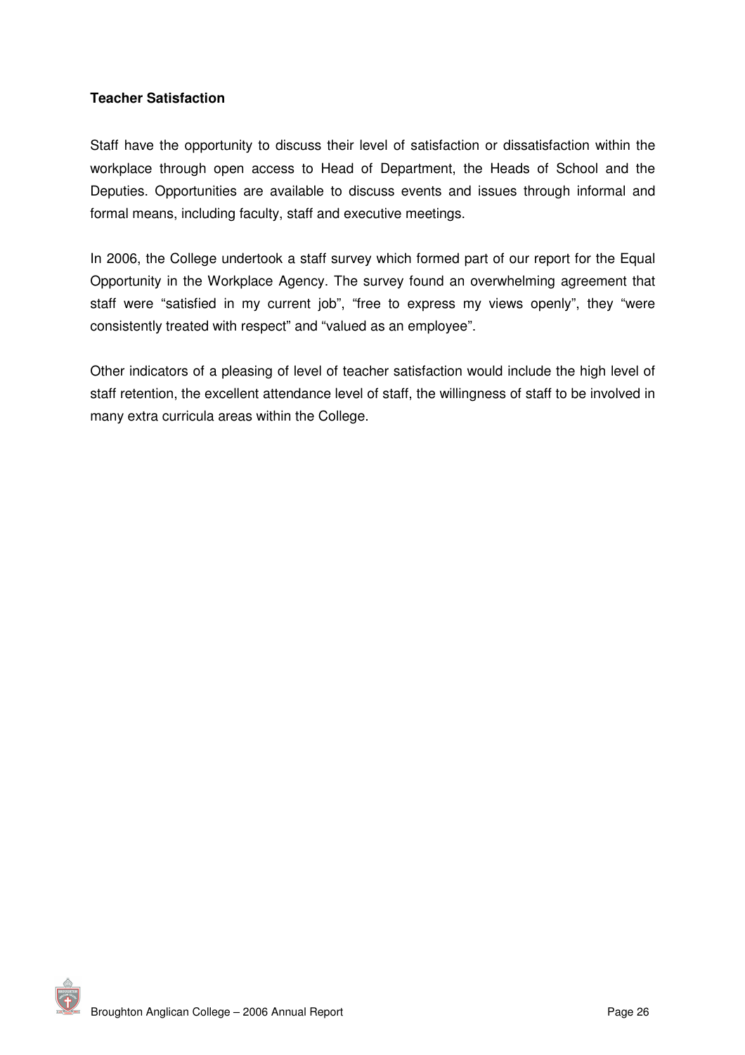**Teacher Satisfaction**

Staff have the opportunity to discuss their level of satisfaction or dissatisfaction within the workplace through open access to Head of Department, the Heads of School and the Deputies. Opportunities are available to discuss events and issues through informal and formal means, including faculty, staff and executive meetings.

In 2006, the College undertook a staff survey which formed part of our report for the Equal Opportunity in the Workplace Agency. The survey found an overwhelming agreement that staff were "satisfied in my current job", "free to express my views openly", they "were consistently treated with respect" and "valued as an employee".

Other indicators of a pleasing of level of teacher satisfaction would include the high level of staff retention, the excellent attendance level of staff, the willingness of staff to be involved in many extra curricula areas within the College.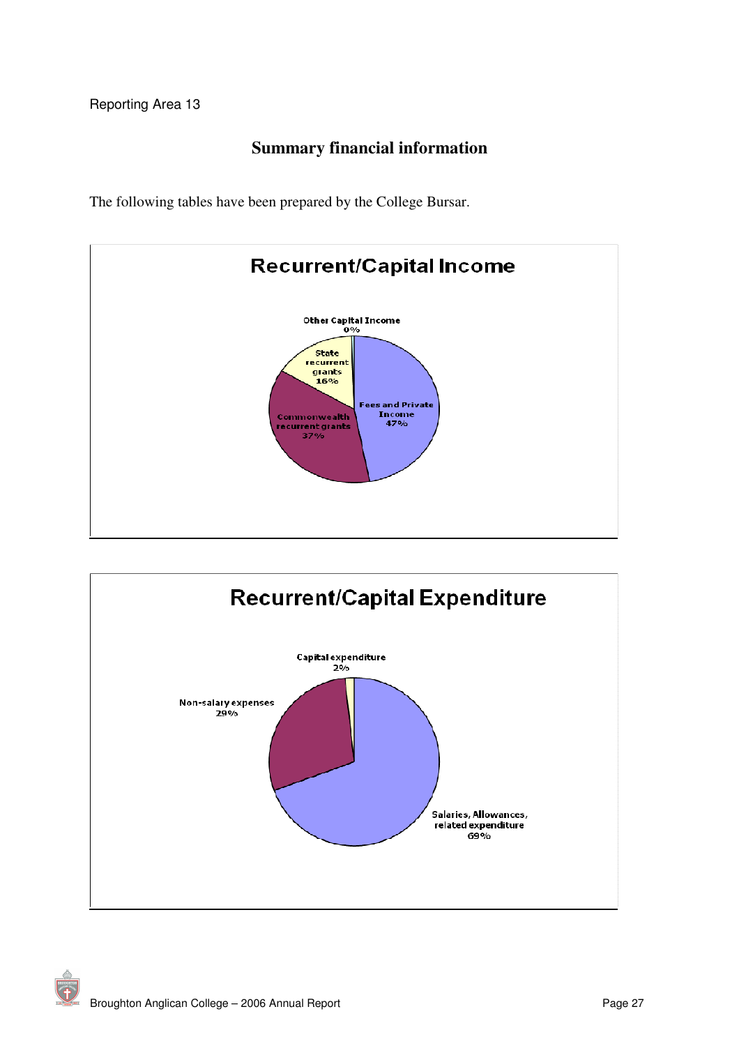Reporting Area 13

## Summary financial information

The following tables have been prepared by the College Bursar.

**Recurrent/Capital Income**

Other Capital Income
0%

State recurrent grants
16%

Fees and Private Income
47%

Commonwealth recurrent grants
37%

**Recurrent/Capital Expenditure**

Capital expenditure
2%

Non-salary expenses
29%

Salaries, Allowances, related expenditure
69%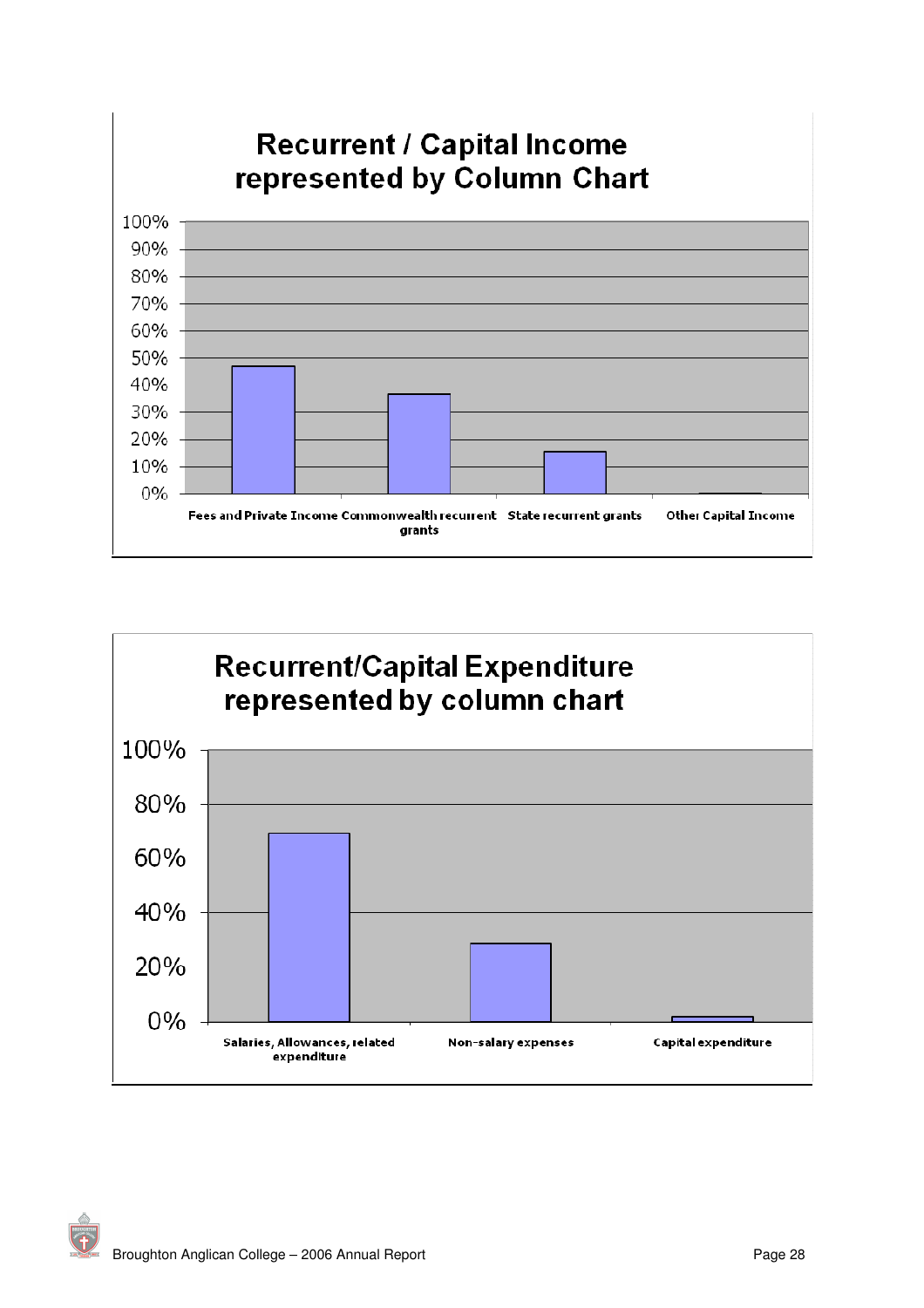Recurrent / Capital Income represented by Column Chart

100%
90%
80%
70%
60%
50%
40%
30%
20%
10%
0%

Fees and Private Income
Commonwealth recurrent grants
State recurrent grants
Other Capital Income

Recurrent/Capital Expenditure represented by column chart

100%
80%
60%
40%
20%
0%

Salaries, Allowances, related expenditure
Non-salary expenses
Capital expenditure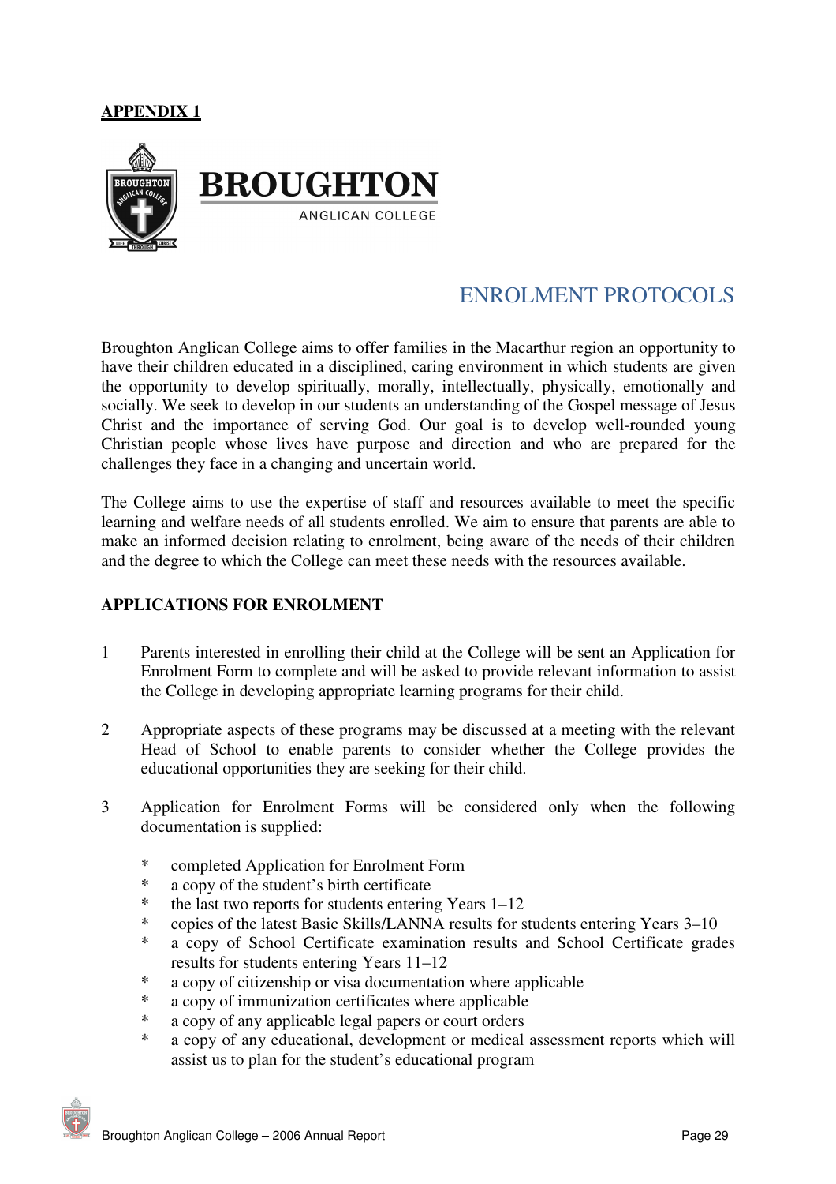**APPENDIX 1**

BROUGHTON

ANGLICAN COLLEGE

## ENROLMENT PROTOCOLS

Broughton Anglican College aims to offer families in the Macarthur region an opportunity to have their children educated in a disciplined, caring environment in which students are given the opportunity to develop spiritually, morally, intellectually, physically, emotionally and socially. We seek to develop in our students an understanding of the Gospel message of Jesus Christ and the importance of serving God. Our goal is to develop well-rounded young Christian people whose lives have purpose and direction and who are prepared for the challenges they face in a changing and uncertain world.

The College aims to use the expertise of staff and resources available to meet the specific learning and welfare needs of all students enrolled. We aim to ensure that parents are able to make an informed decision relating to enrolment, being aware of the needs of their children and the degree to which the College can meet these needs with the resources available.

### APPLICATIONS FOR ENROLMENT

1. Parents interested in enrolling their child at the College will be sent an Application for Enrolment Form to complete and will be asked to provide relevant information to assist the College in developing appropriate learning programs for their child.

2. Appropriate aspects of these programs may be discussed at a meeting with the relevant Head of School to enable parents to consider whether the College provides the educational opportunities they are seeking for their child.

3. Application for Enrolment Forms will be considered only when the following documentation is supplied:

   * completed Application for Enrolment Form
   * a copy of the student's birth certificate
   * the last two reports for students entering Years 1–12
   * copies of the latest Basic Skills/LANNA results for students entering Years 3–10
   * a copy of School Certificate examination results and School Certificate grades results for students entering Years 11–12
   * a copy of citizenship or visa documentation where applicable
   * a copy of immunization certificates where applicable
   * a copy of any applicable legal papers or court orders
   * a copy of any educational, development or medical assessment reports which will assist us to plan for the student's educational program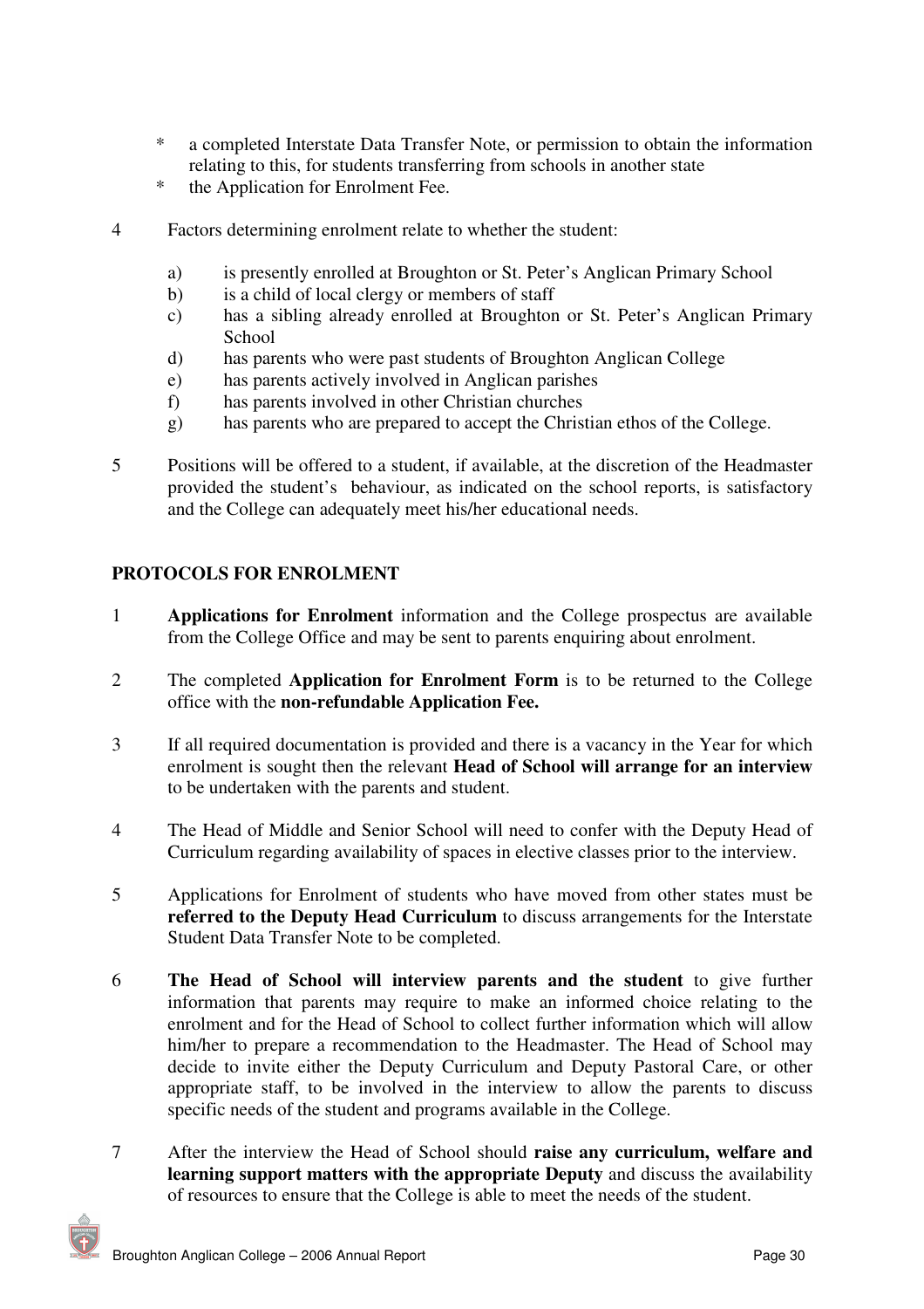- a completed Interstate Data Transfer Note, or permission to obtain the information relating to this, for students transferring from schools in another state
- the Application for Enrolment Fee.

4 Factors determining enrolment relate to whether the student:

   a) is presently enrolled at Broughton or St. Peter's Anglican Primary School
   b) is a child of local clergy or members of staff
   c) has a sibling already enrolled at Broughton or St. Peter's Anglican Primary School
   d) has parents who were past students of Broughton Anglican College
   e) has parents actively involved in Anglican parishes
   f) has parents involved in other Christian churches
   g) has parents who are prepared to accept the Christian ethos of the College.

5 Positions will be offered to a student, if available, at the discretion of the Headmaster provided the student's behaviour, as indicated on the school reports, is satisfactory and the College can adequately meet his/her educational needs.

## PROTOCOLS FOR ENROLMENT

1 **Applications for Enrolment** information and the College prospectus are available from the College Office and may be sent to parents enquiring about enrolment.

2 The completed **Application for Enrolment Form** is to be returned to the College office with the **non-refundable Application Fee.**

3 If all required documentation is provided and there is a vacancy in the Year for which enrolment is sought then the relevant **Head of School will arrange for an interview** to be undertaken with the parents and student.

4 The Head of Middle and Senior School will need to confer with the Deputy Head of Curriculum regarding availability of spaces in elective classes prior to the interview.

5 Applications for Enrolment of students who have moved from other states must be **referred to the Deputy Head Curriculum** to discuss arrangements for the Interstate Student Data Transfer Note to be completed.

6 **The Head of School will interview parents and the student** to give further information that parents may require to make an informed choice relating to the enrolment and for the Head of School to collect further information which will allow him/her to prepare a recommendation to the Headmaster. The Head of School may decide to invite either the Deputy Curriculum and Deputy Pastoral Care, or other appropriate staff, to be involved in the interview to allow the parents to discuss specific needs of the student and programs available in the College.

7 After the interview the Head of School should **raise any curriculum, welfare and learning support matters with the appropriate Deputy** and discuss the availability of resources to ensure that the College is able to meet the needs of the student.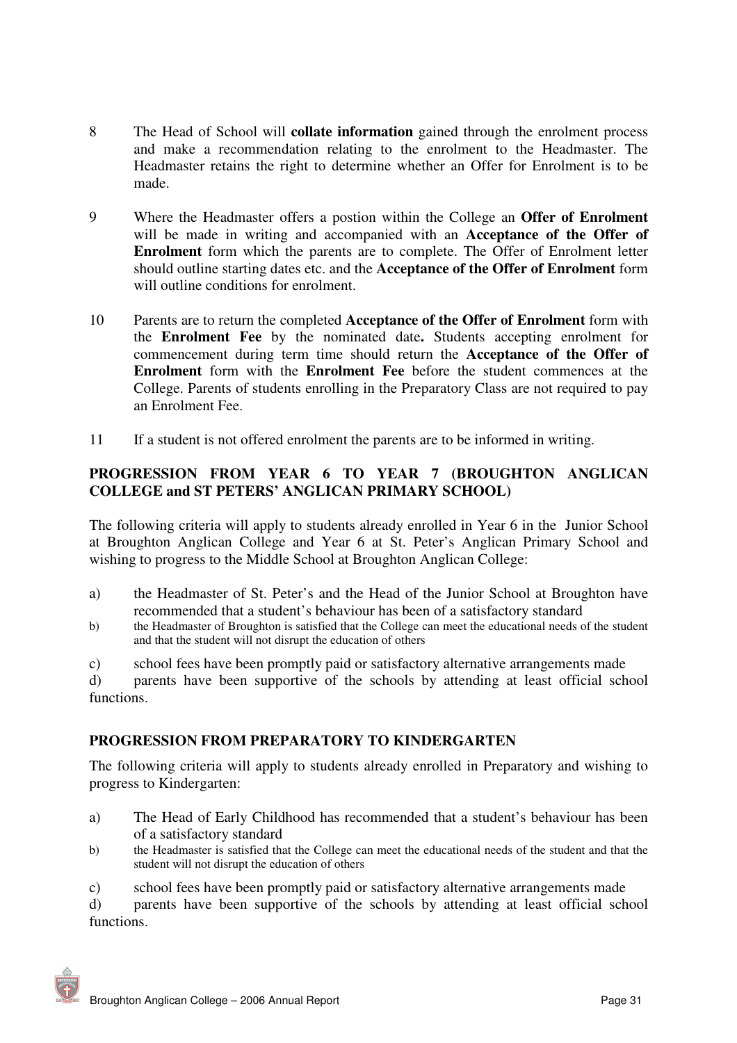8 The Head of School will **collate information** gained through the enrolment process and make a recommendation relating to the enrolment to the Headmaster. The Headmaster retains the right to determine whether an Offer for Enrolment is to be made.

9 Where the Headmaster offers a postion within the College an **Offer of Enrolment** will be made in writing and accompanied with an **Acceptance of the Offer of Enrolment** form which the parents are to complete. The Offer of Enrolment letter should outline starting dates etc. and the **Acceptance of the Offer of Enrolment** form will outline conditions for enrolment.

10 Parents are to return the completed **Acceptance of the Offer of Enrolment** form with the **Enrolment Fee** by the nominated date**.** Students accepting enrolment for commencement during term time should return the **Acceptance of the Offer of Enrolment** form with the **Enrolment Fee** before the student commences at the College. Parents of students enrolling in the Preparatory Class are not required to pay an Enrolment Fee.

11 If a student is not offered enrolment the parents are to be informed in writing.

## PROGRESSION FROM YEAR 6 TO YEAR 7 (BROUGHTON ANGLICAN COLLEGE and ST PETERS' ANGLICAN PRIMARY SCHOOL)

The following criteria will apply to students already enrolled in Year 6 in the Junior School at Broughton Anglican College and Year 6 at St. Peter's Anglican Primary School and wishing to progress to the Middle School at Broughton Anglican College:

a) the Headmaster of St. Peter's and the Head of the Junior School at Broughton have recommended that a student's behaviour has been of a satisfactory standard

b) the Headmaster of Broughton is satisfied that the College can meet the educational needs of the student and that the student will not disrupt the education of others

c) school fees have been promptly paid or satisfactory alternative arrangements made

d) parents have been supportive of the schools by attending at least official school functions.

## PROGRESSION FROM PREPARATORY TO KINDERGARTEN

The following criteria will apply to students already enrolled in Preparatory and wishing to progress to Kindergarten:

a) The Head of Early Childhood has recommended that a student's behaviour has been of a satisfactory standard

b) the Headmaster is satisfied that the College can meet the educational needs of the student and that the student will not disrupt the education of others

c) school fees have been promptly paid or satisfactory alternative arrangements made

d) parents have been supportive of the schools by attending at least official school functions.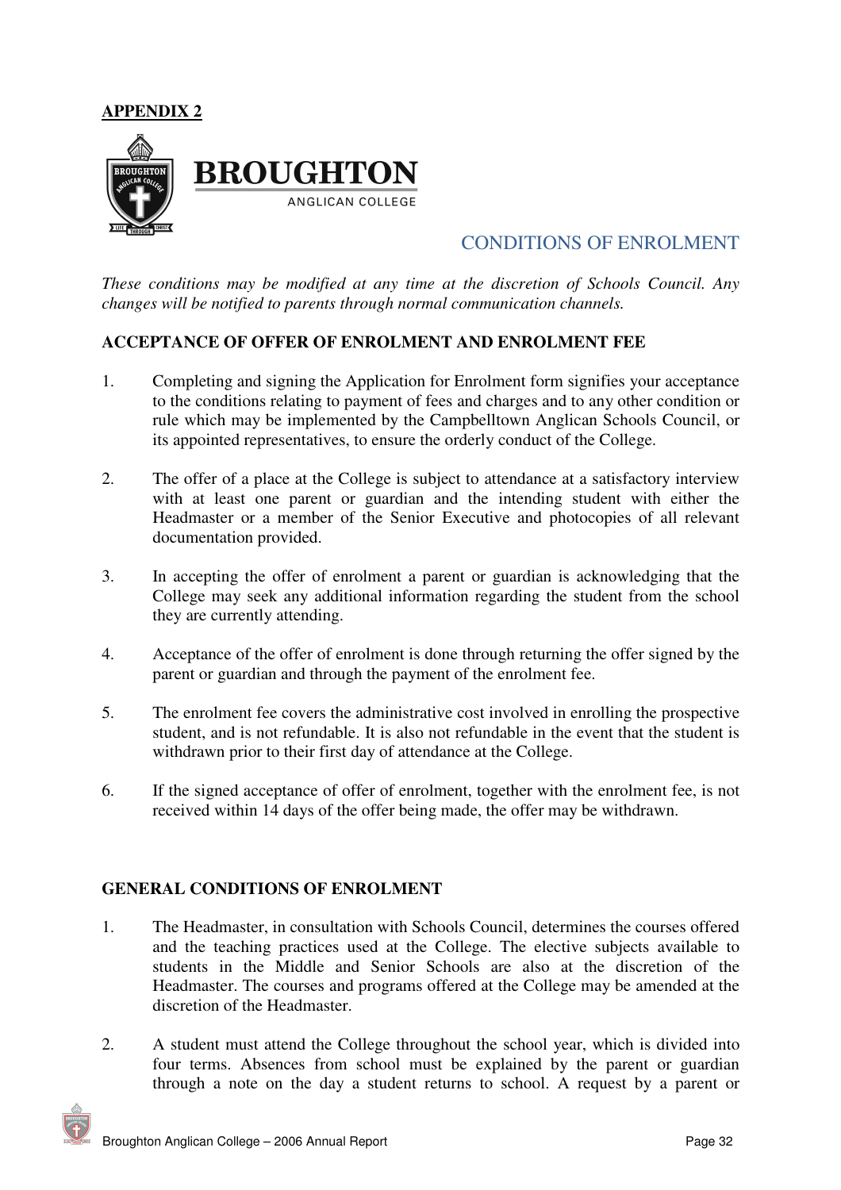**APPENDIX 2**

**BROUGHTON**
ANGLICAN COLLEGE

## CONDITIONS OF ENROLMENT

*These conditions may be modified at any time at the discretion of Schools Council. Any changes will be notified to parents through normal communication channels.*

**ACCEPTANCE OF OFFER OF ENROLMENT AND ENROLMENT FEE**

1. Completing and signing the Application for Enrolment form signifies your acceptance to the conditions relating to payment of fees and charges and to any other condition or rule which may be implemented by the Campbelltown Anglican Schools Council, or its appointed representatives, to ensure the orderly conduct of the College.

2. The offer of a place at the College is subject to attendance at a satisfactory interview with at least one parent or guardian and the intending student with either the Headmaster or a member of the Senior Executive and photocopies of all relevant documentation provided.

3. In accepting the offer of enrolment a parent or guardian is acknowledging that the College may seek any additional information regarding the student from the school they are currently attending.

4. Acceptance of the offer of enrolment is done through returning the offer signed by the parent or guardian and through the payment of the enrolment fee.

5. The enrolment fee covers the administrative cost involved in enrolling the prospective student, and is not refundable. It is also not refundable in the event that the student is withdrawn prior to their first day of attendance at the College.

6. If the signed acceptance of offer of enrolment, together with the enrolment fee, is not received within 14 days of the offer being made, the offer may be withdrawn.

**GENERAL CONDITIONS OF ENROLMENT**

1. The Headmaster, in consultation with Schools Council, determines the courses offered and the teaching practices used at the College. The elective subjects available to students in the Middle and Senior Schools are also at the discretion of the Headmaster. The courses and programs offered at the College may be amended at the discretion of the Headmaster.

2. A student must attend the College throughout the school year, which is divided into four terms. Absences from school must be explained by the parent or guardian through a note on the day a student returns to school. A request by a parent or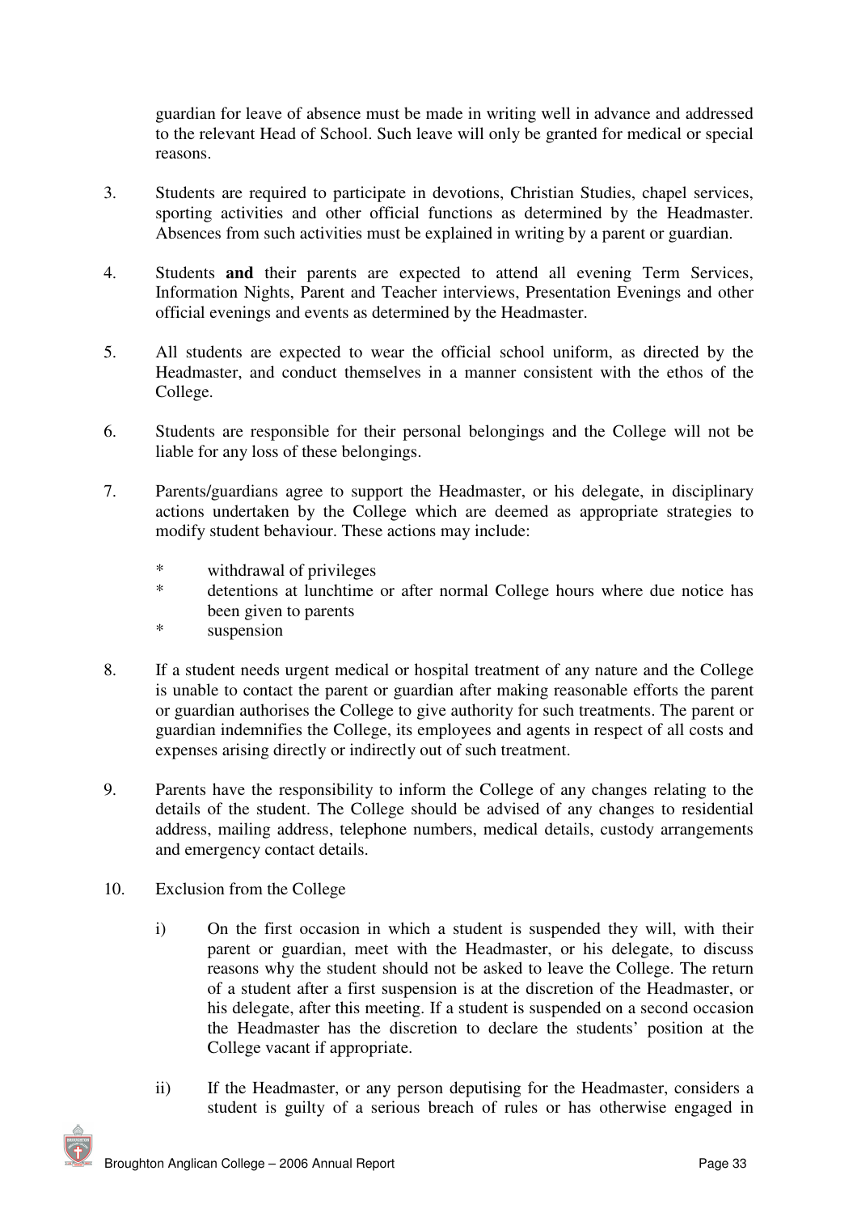guardian for leave of absence must be made in writing well in advance and addressed to the relevant Head of School. Such leave will only be granted for medical or special reasons.

3. Students are required to participate in devotions, Christian Studies, chapel services, sporting activities and other official functions as determined by the Headmaster. Absences from such activities must be explained in writing by a parent or guardian.

4. Students **and** their parents are expected to attend all evening Term Services, Information Nights, Parent and Teacher interviews, Presentation Evenings and other official evenings and events as determined by the Headmaster.

5. All students are expected to wear the official school uniform, as directed by the Headmaster, and conduct themselves in a manner consistent with the ethos of the College.

6. Students are responsible for their personal belongings and the College will not be liable for any loss of these belongings.

7. Parents/guardians agree to support the Headmaster, or his delegate, in disciplinary actions undertaken by the College which are deemed as appropriate strategies to modify student behaviour. These actions may include:

   * withdrawal of privileges
   * detentions at lunchtime or after normal College hours where due notice has been given to parents
   * suspension

8. If a student needs urgent medical or hospital treatment of any nature and the College is unable to contact the parent or guardian after making reasonable efforts the parent or guardian authorises the College to give authority for such treatments. The parent or guardian indemnifies the College, its employees and agents in respect of all costs and expenses arising directly or indirectly out of such treatment.

9. Parents have the responsibility to inform the College of any changes relating to the details of the student. The College should be advised of any changes to residential address, mailing address, telephone numbers, medical details, custody arrangements and emergency contact details.

10. Exclusion from the College

    i) On the first occasion in which a student is suspended they will, with their parent or guardian, meet with the Headmaster, or his delegate, to discuss reasons why the student should not be asked to leave the College. The return of a student after a first suspension is at the discretion of the Headmaster, or his delegate, after this meeting. If a student is suspended on a second occasion the Headmaster has the discretion to declare the students' position at the College vacant if appropriate.

    ii) If the Headmaster, or any person deputising for the Headmaster, considers a student is guilty of a serious breach of rules or has otherwise engaged in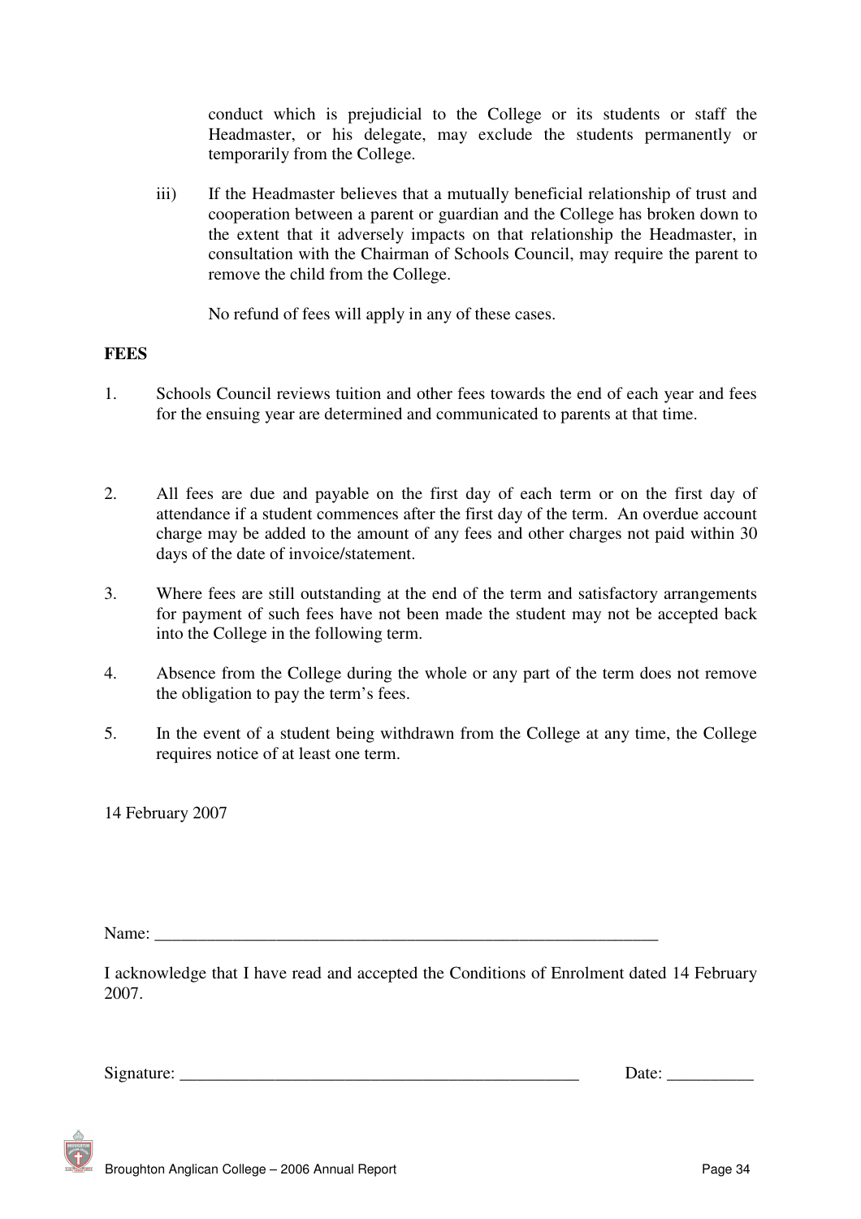conduct which is prejudicial to the College or its students or staff the Headmaster, or his delegate, may exclude the students permanently or temporarily from the College.

iii) If the Headmaster believes that a mutually beneficial relationship of trust and cooperation between a parent or guardian and the College has broken down to the extent that it adversely impacts on that relationship the Headmaster, in consultation with the Chairman of Schools Council, may require the parent to remove the child from the College.

No refund of fees will apply in any of these cases.

**FEES**

1. Schools Council reviews tuition and other fees towards the end of each year and fees for the ensuing year are determined and communicated to parents at that time.

2. All fees are due and payable on the first day of each term or on the first day of attendance if a student commences after the first day of the term. An overdue account charge may be added to the amount of any fees and other charges not paid within 30 days of the date of invoice/statement.

3. Where fees are still outstanding at the end of the term and satisfactory arrangements for payment of such fees have not been made the student may not be accepted back into the College in the following term.

4. Absence from the College during the whole or any part of the term does not remove the obligation to pay the term's fees.

5. In the event of a student being withdrawn from the College at any time, the College requires notice of at least one term.

14 February 2007

Name: ____________________________________________________________

I acknowledge that I have read and accepted the Conditions of Enrolment dated 14 February 2007.

Signature: ______________________________________________ Date: __________